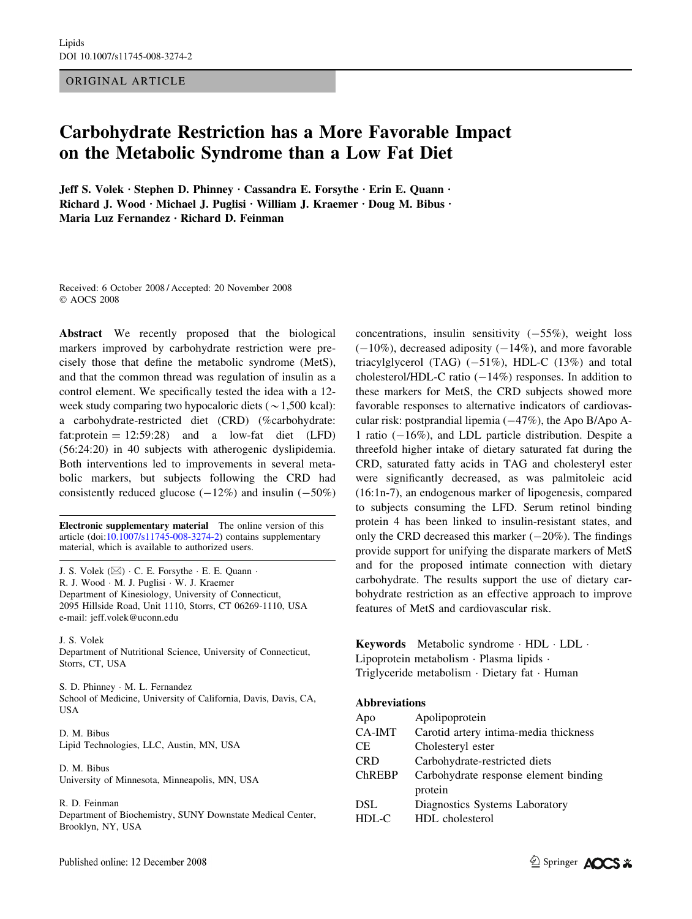ORIGINAL ARTICLE

# Carbohydrate Restriction has a More Favorable Impact on the Metabolic Syndrome than a Low Fat Diet

**Jeff S. Volek · Stephen D. Phinney · Cassandra E. Forsythe · Erin E. Quann · Richard J. Wood · Michael J. Puglisi · William J. Kraemer · Doug M. Bibus · Maria Luz Fernandez · Richard D. Feinman**

Received: 6 October 2008 / Accepted: 20 November 2008
© AOCS 2008

**Abstract** We recently proposed that the biological markers improved by carbohydrate restriction were precisely those that define the metabolic syndrome (MetS), and that the common thread was regulation of insulin as a control element. We specifically tested the idea with a 12-week study comparing two hypocaloric diets (~1,500 kcal): a carbohydrate-restricted diet (CRD) (%carbohydrate:fat:protein = 12:59:28) and a low-fat diet (LFD) (56:24:20) in 40 subjects with atherogenic dyslipidemia. Both interventions led to improvements in several metabolic markers, but subjects following the CRD had consistently reduced glucose (−12%) and insulin (−50%) concentrations, insulin sensitivity (−55%), weight loss (−10%), decreased adiposity (−14%), and more favorable triacylglycerol (TAG) (−51%), HDL-C (13%) and total cholesterol/HDL-C ratio (−14%) responses. In addition to these markers for MetS, the CRD subjects showed more favorable responses to alternative indicators of cardiovascular risk: postprandial lipemia (−47%), the Apo B/Apo A-1 ratio (−16%), and LDL particle distribution. Despite a threefold higher intake of dietary saturated fat during the CRD, saturated fatty acids in TAG and cholesteryl ester were significantly decreased, as was palmitoleic acid (16:1n-7), an endogenous marker of lipogenesis, compared to subjects consuming the LFD. Serum retinol binding protein 4 has been linked to insulin-resistant states, and only the CRD decreased this marker (−20%). The findings provide support for unifying the disparate markers of MetS and for the proposed intimate connection with dietary carbohydrate. The results support the use of dietary carbohydrate restriction as an effective approach to improve features of MetS and cardiovascular risk.

**Keywords** Metabolic syndrome · HDL · LDL · Lipoprotein metabolism · Plasma lipids · Triglyceride metabolism · Dietary fat · Human

**Abbreviations**

| | |
|---|---|
| Apo | Apolipoprotein |
| CA-IMT | Carotid artery intima-media thickness |
| CE | Cholesteryl ester |
| CRD | Carbohydrate-restricted diets |
| ChREBP | Carbohydrate response element binding protein |
| DSL | Diagnostics Systems Laboratory |
| HDL-C | HDL cholesterol |

**Electronic supplementary material** The online version of this article (doi:10.1007/s11745-008-3274-2) contains supplementary material, which is available to authorized users.

J. S. Volek (✉) · C. E. Forsythe · E. E. Quann · R. J. Wood · M. J. Puglisi · W. J. Kraemer
Department of Kinesiology, University of Connecticut, 2095 Hillside Road, Unit 1110, Storrs, CT 06269-1110, USA
e-mail: jeff.volek@uconn.edu

J. S. Volek
Department of Nutritional Science, University of Connecticut, Storrs, CT, USA

S. D. Phinney · M. L. Fernandez
School of Medicine, University of California, Davis, Davis, CA, USA

D. M. Bibus
Lipid Technologies, LLC, Austin, MN, USA

D. M. Bibus
University of Minnesota, Minneapolis, MN, USA

R. D. Feinman
Department of Biochemistry, SUNY Downstate Medical Center, Brooklyn, NY, USA

Published online: 12 December 2008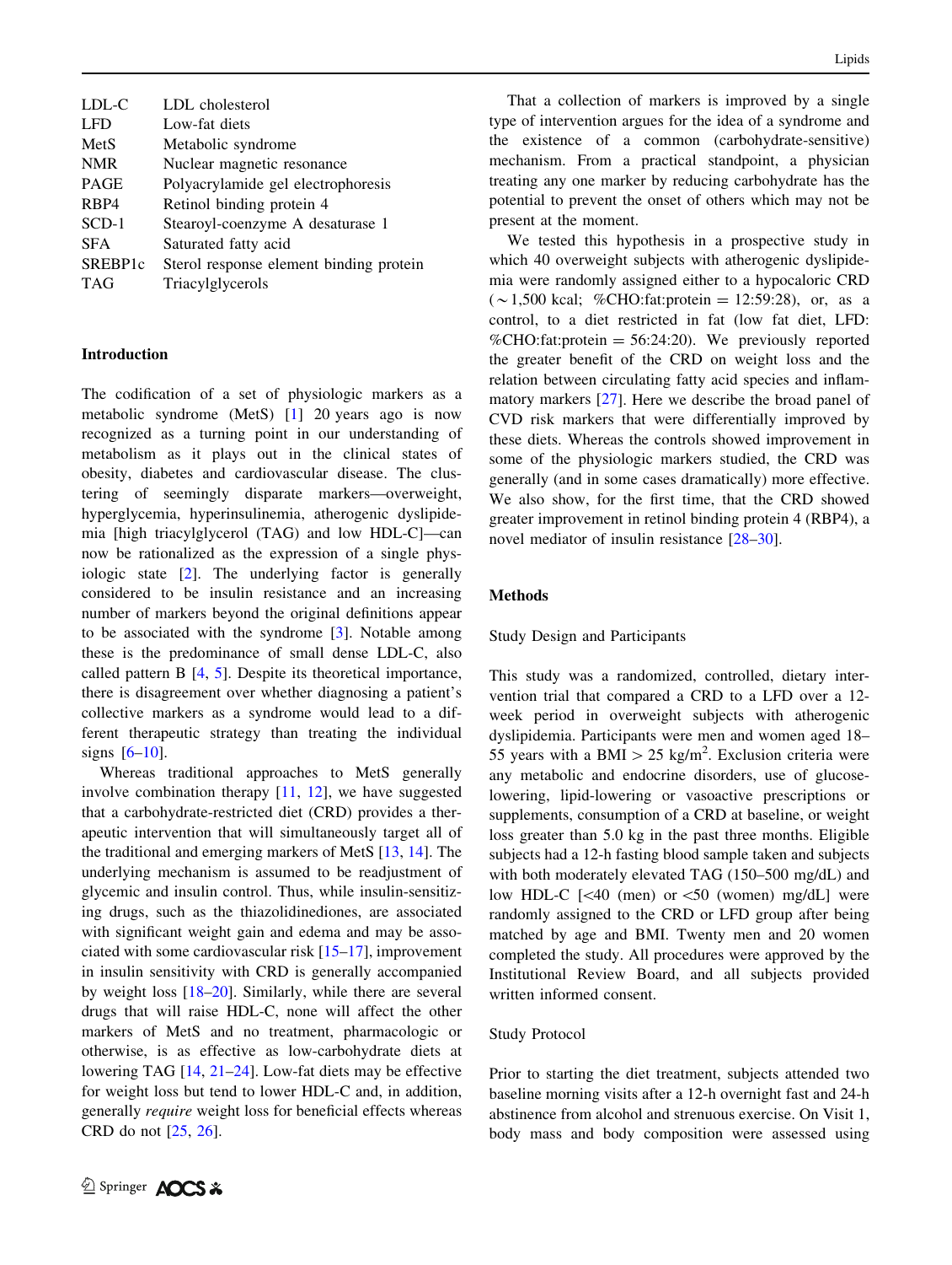| | |
|---|---|
| LDL-C | LDL cholesterol |
| LFD | Low-fat diets |
| MetS | Metabolic syndrome |
| NMR | Nuclear magnetic resonance |
| PAGE | Polyacrylamide gel electrophoresis |
| RBP4 | Retinol binding protein 4 |
| SCD-1 | Stearoyl-coenzyme A desaturase 1 |
| SFA | Saturated fatty acid |
| SREBP1c | Sterol response element binding protein |
| TAG | Triacylglycerols |

## Introduction

The codification of a set of physiologic markers as a metabolic syndrome (MetS) [1] 20 years ago is now recognized as a turning point in our understanding of metabolism as it plays out in the clinical states of obesity, diabetes and cardiovascular disease. The clustering of seemingly disparate markers—overweight, hyperglycemia, hyperinsulinemia, atherogenic dyslipidemia [high triacylglycerol (TAG) and low HDL-C]—can now be rationalized as the expression of a single physiologic state [2]. The underlying factor is generally considered to be insulin resistance and an increasing number of markers beyond the original definitions appear to be associated with the syndrome [3]. Notable among these is the predominance of small dense LDL-C, also called pattern B [4, 5]. Despite its theoretical importance, there is disagreement over whether diagnosing a patient's collective markers as a syndrome would lead to a different therapeutic strategy than treating the individual signs [6–10].

Whereas traditional approaches to MetS generally involve combination therapy [11, 12], we have suggested that a carbohydrate-restricted diet (CRD) provides a therapeutic intervention that will simultaneously target all of the traditional and emerging markers of MetS [13, 14]. The underlying mechanism is assumed to be readjustment of glycemic and insulin control. Thus, while insulin-sensitizing drugs, such as the thiazolidinediones, are associated with significant weight gain and edema and may be associated with some cardiovascular risk [15–17], improvement in insulin sensitivity with CRD is generally accompanied by weight loss [18–20]. Similarly, while there are several drugs that will raise HDL-C, none will affect the other markers of MetS and no treatment, pharmacologic or otherwise, is as effective as low-carbohydrate diets at lowering TAG [14, 21–24]. Low-fat diets may be effective for weight loss but tend to lower HDL-C and, in addition, generally *require* weight loss for beneficial effects whereas CRD do not [25, 26].

That a collection of markers is improved by a single type of intervention argues for the idea of a syndrome and the existence of a common (carbohydrate-sensitive) mechanism. From a practical standpoint, a physician treating any one marker by reducing carbohydrate has the potential to prevent the onset of others which may not be present at the moment.

We tested this hypothesis in a prospective study in which 40 overweight subjects with atherogenic dyslipidemia were randomly assigned either to a hypocaloric CRD (~1,500 kcal; %CHO:fat:protein = 12:59:28), or, as a control, to a diet restricted in fat (low fat diet, LFD: %CHO:fat:protein = 56:24:20). We previously reported the greater benefit of the CRD on weight loss and the relation between circulating fatty acid species and inflammatory markers [27]. Here we describe the broad panel of CVD risk markers that were differentially improved by these diets. Whereas the controls showed improvement in some of the physiologic markers studied, the CRD was generally (and in some cases dramatically) more effective. We also show, for the first time, that the CRD showed greater improvement in retinol binding protein 4 (RBP4), a novel mediator of insulin resistance [28–30].

## Methods

### Study Design and Participants

This study was a randomized, controlled, dietary intervention trial that compared a CRD to a LFD over a 12-week period in overweight subjects with atherogenic dyslipidemia. Participants were men and women aged 18–55 years with a BMI > 25 kg/m$^2$. Exclusion criteria were any metabolic and endocrine disorders, use of glucose-lowering, lipid-lowering or vasoactive prescriptions or supplements, consumption of a CRD at baseline, or weight loss greater than 5.0 kg in the past three months. Eligible subjects had a 12-h fasting blood sample taken and subjects with both moderately elevated TAG (150–500 mg/dL) and low HDL-C [<40 (men) or <50 (women) mg/dL] were randomly assigned to the CRD or LFD group after being matched by age and BMI. Twenty men and 20 women completed the study. All procedures were approved by the Institutional Review Board, and all subjects provided written informed consent.

### Study Protocol

Prior to starting the diet treatment, subjects attended two baseline morning visits after a 12-h overnight fast and 24-h abstinence from alcohol and strenuous exercise. On Visit 1, body mass and body composition were assessed using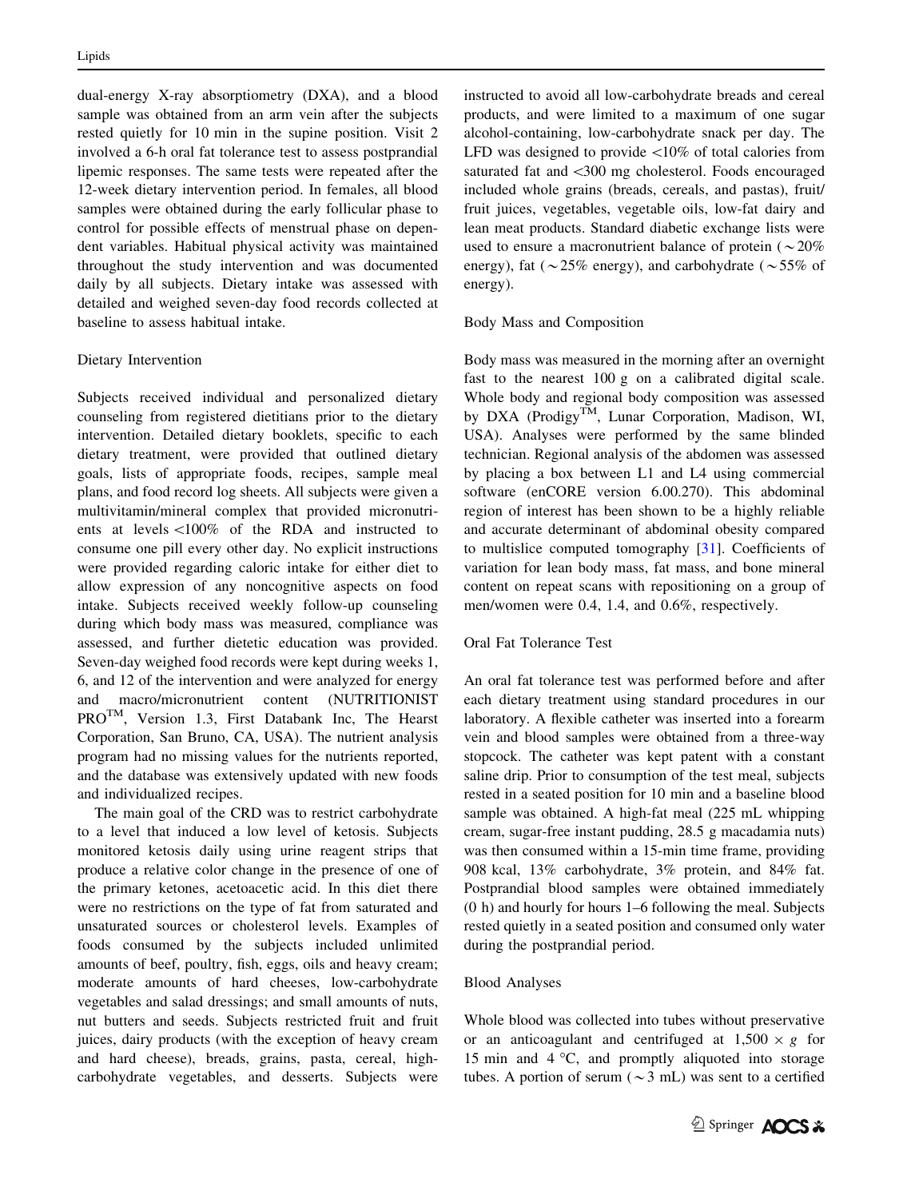dual-energy X-ray absorptiometry (DXA), and a blood sample was obtained from an arm vein after the subjects rested quietly for 10 min in the supine position. Visit 2 involved a 6-h oral fat tolerance test to assess postprandial lipemic responses. The same tests were repeated after the 12-week dietary intervention period. In females, all blood samples were obtained during the early follicular phase to control for possible effects of menstrual phase on dependent variables. Habitual physical activity was maintained throughout the study intervention and was documented daily by all subjects. Dietary intake was assessed with detailed and weighed seven-day food records collected at baseline to assess habitual intake.

### Dietary Intervention

Subjects received individual and personalized dietary counseling from registered dietitians prior to the dietary intervention. Detailed dietary booklets, specific to each dietary treatment, were provided that outlined dietary goals, lists of appropriate foods, recipes, sample meal plans, and food record log sheets. All subjects were given a multivitamin/mineral complex that provided micronutrients at levels <100% of the RDA and instructed to consume one pill every other day. No explicit instructions were provided regarding caloric intake for either diet to allow expression of any noncognitive aspects on food intake. Subjects received weekly follow-up counseling during which body mass was measured, compliance was assessed, and further dietetic education was provided. Seven-day weighed food records were kept during weeks 1, 6, and 12 of the intervention and were analyzed for energy and macro/micronutrient content (NUTRITIONIST PRO™, Version 1.3, First Databank Inc, The Hearst Corporation, San Bruno, CA, USA). The nutrient analysis program had no missing values for the nutrients reported, and the database was extensively updated with new foods and individualized recipes.

The main goal of the CRD was to restrict carbohydrate to a level that induced a low level of ketosis. Subjects monitored ketosis daily using urine reagent strips that produce a relative color change in the presence of one of the primary ketones, acetoacetic acid. In this diet there were no restrictions on the type of fat from saturated and unsaturated sources or cholesterol levels. Examples of foods consumed by the subjects included unlimited amounts of beef, poultry, fish, eggs, oils and heavy cream; moderate amounts of hard cheeses, low-carbohydrate vegetables and salad dressings; and small amounts of nuts, nut butters and seeds. Subjects restricted fruit and fruit juices, dairy products (with the exception of heavy cream and hard cheese), breads, grains, pasta, cereal, high-carbohydrate vegetables, and desserts. Subjects were instructed to avoid all low-carbohydrate breads and cereal products, and were limited to a maximum of one sugar alcohol-containing, low-carbohydrate snack per day. The LFD was designed to provide <10% of total calories from saturated fat and <300 mg cholesterol. Foods encouraged included whole grains (breads, cereals, and pastas), fruit/fruit juices, vegetables, vegetable oils, low-fat dairy and lean meat products. Standard diabetic exchange lists were used to ensure a macronutrient balance of protein (~20% energy), fat (~25% energy), and carbohydrate (~55% of energy).

### Body Mass and Composition

Body mass was measured in the morning after an overnight fast to the nearest 100 g on a calibrated digital scale. Whole body and regional body composition was assessed by DXA (Prodigy™, Lunar Corporation, Madison, WI, USA). Analyses were performed by the same blinded technician. Regional analysis of the abdomen was assessed by placing a box between L1 and L4 using commercial software (enCORE version 6.00.270). This abdominal region of interest has been shown to be a highly reliable and accurate determinant of abdominal obesity compared to multislice computed tomography [31]. Coefficients of variation for lean body mass, fat mass, and bone mineral content on repeat scans with repositioning on a group of men/women were 0.4, 1.4, and 0.6%, respectively.

### Oral Fat Tolerance Test

An oral fat tolerance test was performed before and after each dietary treatment using standard procedures in our laboratory. A flexible catheter was inserted into a forearm vein and blood samples were obtained from a three-way stopcock. The catheter was kept patent with a constant saline drip. Prior to consumption of the test meal, subjects rested in a seated position for 10 min and a baseline blood sample was obtained. A high-fat meal (225 mL whipping cream, sugar-free instant pudding, 28.5 g macadamia nuts) was then consumed within a 15-min time frame, providing 908 kcal, 13% carbohydrate, 3% protein, and 84% fat. Postprandial blood samples were obtained immediately (0 h) and hourly for hours 1–6 following the meal. Subjects rested quietly in a seated position and consumed only water during the postprandial period.

### Blood Analyses

Whole blood was collected into tubes without preservative or an anticoagulant and centrifuged at 1,500 × *g* for 15 min and 4 °C, and promptly aliquoted into storage tubes. A portion of serum (~3 mL) was sent to a certified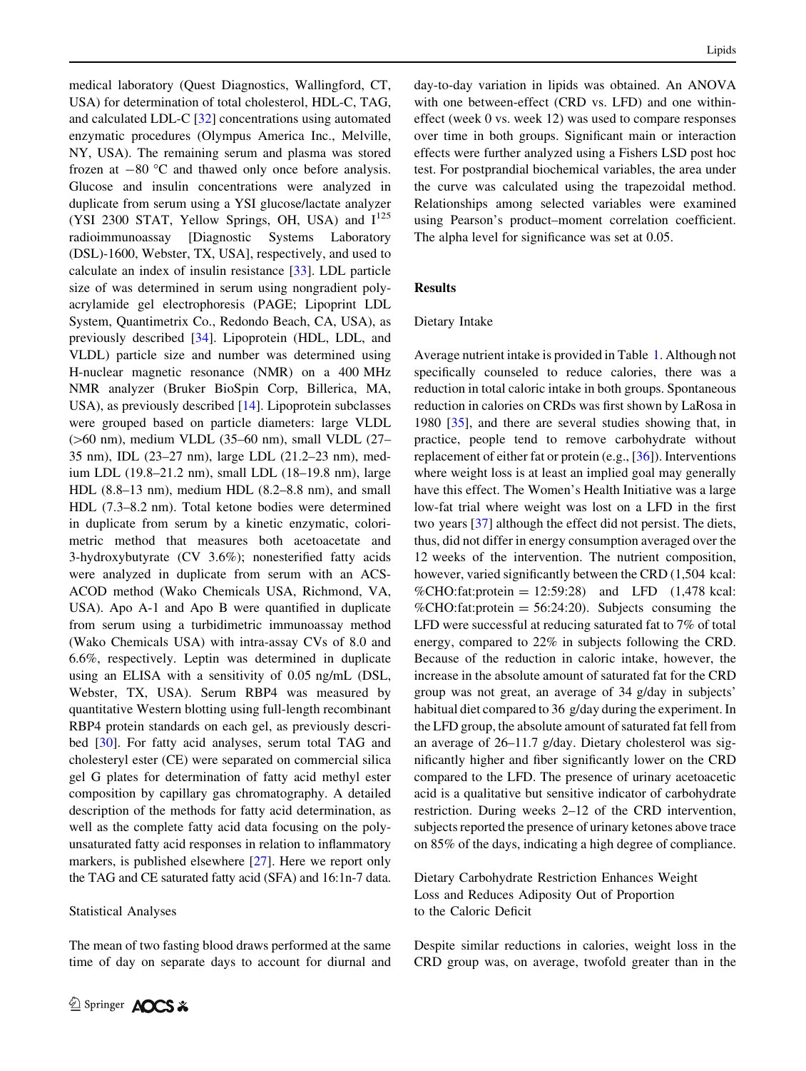medical laboratory (Quest Diagnostics, Wallingford, CT, USA) for determination of total cholesterol, HDL-C, TAG, and calculated LDL-C [32] concentrations using automated enzymatic procedures (Olympus America Inc., Melville, NY, USA). The remaining serum and plasma was stored frozen at −80 °C and thawed only once before analysis. Glucose and insulin concentrations were analyzed in duplicate from serum using a YSI glucose/lactate analyzer (YSI 2300 STAT, Yellow Springs, OH, USA) and $I^{125}$ radioimmunoassay [Diagnostic Systems Laboratory (DSL)-1600, Webster, TX, USA], respectively, and used to calculate an index of insulin resistance [33]. LDL particle size of was determined in serum using nongradient polyacrylamide gel electrophoresis (PAGE; Lipoprint LDL System, Quantimetrix Co., Redondo Beach, CA, USA), as previously described [34]. Lipoprotein (HDL, LDL, and VLDL) particle size and number was determined using H-nuclear magnetic resonance (NMR) on a 400 MHz NMR analyzer (Bruker BioSpin Corp, Billerica, MA, USA), as previously described [14]. Lipoprotein subclasses were grouped based on particle diameters: large VLDL (>60 nm), medium VLDL (35–60 nm), small VLDL (27–35 nm), IDL (23–27 nm), large LDL (21.2–23 nm), medium LDL (19.8–21.2 nm), small LDL (18–19.8 nm), large HDL (8.8–13 nm), medium HDL (8.2–8.8 nm), and small HDL (7.3–8.2 nm). Total ketone bodies were determined in duplicate from serum by a kinetic enzymatic, colorimetric method that measures both acetoacetate and 3-hydroxybutyrate (CV 3.6%); nonesterified fatty acids were analyzed in duplicate from serum with an ACS-ACOD method (Wako Chemicals USA, Richmond, VA, USA). Apo A-1 and Apo B were quantified in duplicate from serum using a turbidimetric immunoassay method (Wako Chemicals USA) with intra-assay CVs of 8.0 and 6.6%, respectively. Leptin was determined in duplicate using an ELISA with a sensitivity of 0.05 ng/mL (DSL, Webster, TX, USA). Serum RBP4 was measured by quantitative Western blotting using full-length recombinant RBP4 protein standards on each gel, as previously described [30]. For fatty acid analyses, serum total TAG and cholesteryl ester (CE) were separated on commercial silica gel G plates for determination of fatty acid methyl ester composition by capillary gas chromatography. A detailed description of the methods for fatty acid determination, as well as the complete fatty acid data focusing on the polyunsaturated fatty acid responses in relation to inflammatory markers, is published elsewhere [27]. Here we report only the TAG and CE saturated fatty acid (SFA) and 16:1n-7 data.

### Statistical Analyses

The mean of two fasting blood draws performed at the same time of day on separate days to account for diurnal and day-to-day variation in lipids was obtained. An ANOVA with one between-effect (CRD vs. LFD) and one within-effect (week 0 vs. week 12) was used to compare responses over time in both groups. Significant main or interaction effects were further analyzed using a Fishers LSD post hoc test. For postprandial biochemical variables, the area under the curve was calculated using the trapezoidal method. Relationships among selected variables were examined using Pearson's product–moment correlation coefficient. The alpha level for significance was set at 0.05.

## Results

### Dietary Intake

Average nutrient intake is provided in Table 1. Although not specifically counseled to reduce calories, there was a reduction in total caloric intake in both groups. Spontaneous reduction in calories on CRDs was first shown by LaRosa in 1980 [35], and there are several studies showing that, in practice, people tend to remove carbohydrate without replacement of either fat or protein (e.g., [36]). Interventions where weight loss is at least an implied goal may generally have this effect. The Women's Health Initiative was a large low-fat trial where weight was lost on a LFD in the first two years [37] although the effect did not persist. The diets, thus, did not differ in energy consumption averaged over the 12 weeks of the intervention. The nutrient composition, however, varied significantly between the CRD (1,504 kcal: %CHO:fat:protein = 12:59:28) and LFD (1,478 kcal: %CHO:fat:protein = 56:24:20). Subjects consuming the LFD were successful at reducing saturated fat to 7% of total energy, compared to 22% in subjects following the CRD. Because of the reduction in caloric intake, however, the increase in the absolute amount of saturated fat for the CRD group was not great, an average of 34 g/day in subjects' habitual diet compared to 36 g/day during the experiment. In the LFD group, the absolute amount of saturated fat fell from an average of 26–11.7 g/day. Dietary cholesterol was significantly higher and fiber significantly lower on the CRD compared to the LFD. The presence of urinary acetoacetic acid is a qualitative but sensitive indicator of carbohydrate restriction. During weeks 2–12 of the CRD intervention, subjects reported the presence of urinary ketones above trace on 85% of the days, indicating a high degree of compliance.

### Dietary Carbohydrate Restriction Enhances Weight Loss and Reduces Adiposity Out of Proportion to the Caloric Deficit

Despite similar reductions in calories, weight loss in the CRD group was, on average, twofold greater than in the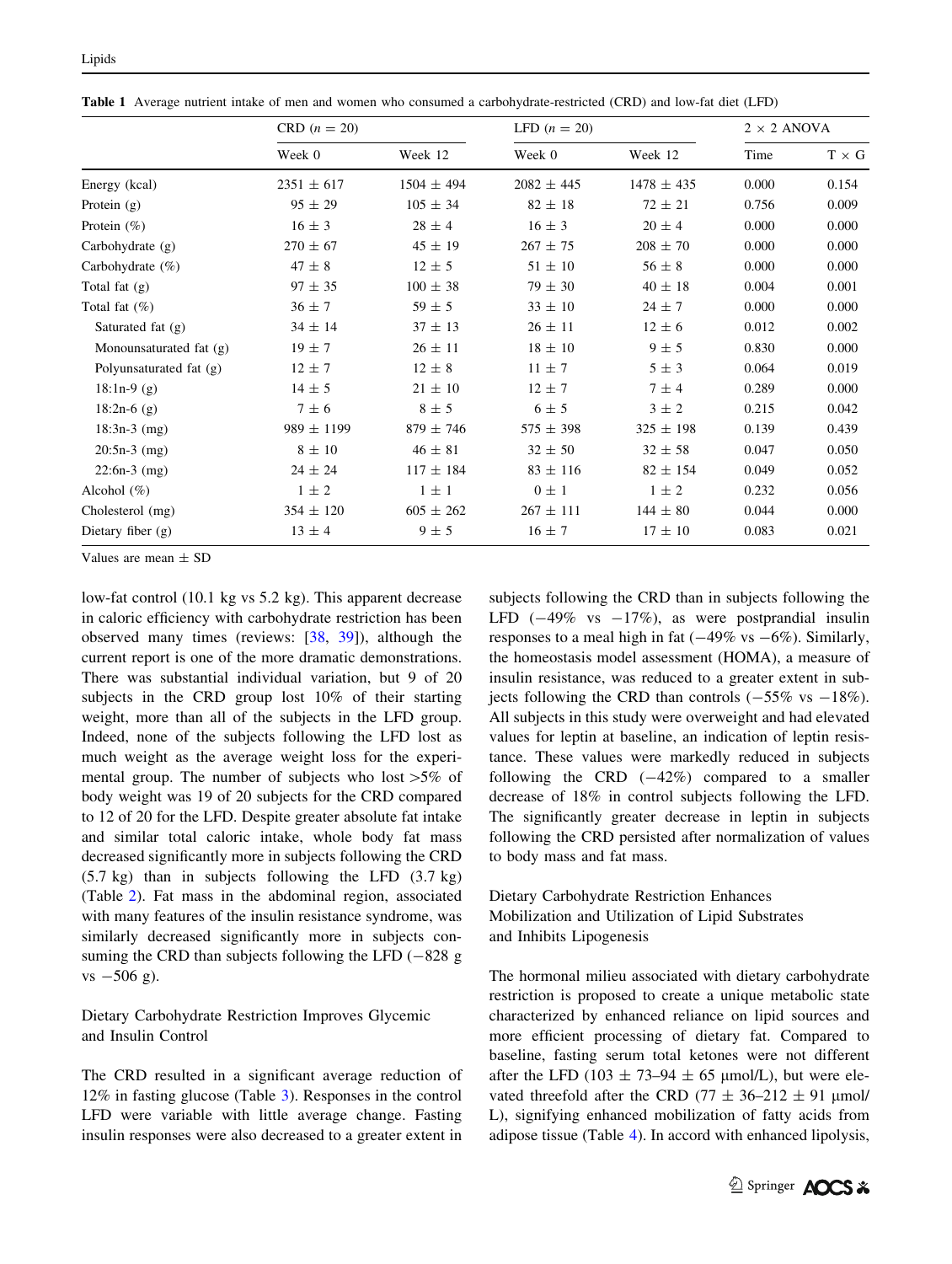**Table 1** Average nutrient intake of men and women who consumed a carbohydrate-restricted (CRD) and low-fat diet (LFD)

| | CRD ($n = 20$) | | LFD ($n = 20$) | | 2 × 2 ANOVA | |
|---|---|---|---|---|---|---|
| | Week 0 | Week 12 | Week 0 | Week 12 | Time | T × G |
| Energy (kcal) | 2351 ± 617 | 1504 ± 494 | 2082 ± 445 | 1478 ± 435 | 0.000 | 0.154 |
| Protein (g) | 95 ± 29 | 105 ± 34 | 82 ± 18 | 72 ± 21 | 0.756 | 0.009 |
| Protein (%) | 16 ± 3 | 28 ± 4 | 16 ± 3 | 20 ± 4 | 0.000 | 0.000 |
| Carbohydrate (g) | 270 ± 67 | 45 ± 19 | 267 ± 75 | 208 ± 70 | 0.000 | 0.000 |
| Carbohydrate (%) | 47 ± 8 | 12 ± 5 | 51 ± 10 | 56 ± 8 | 0.000 | 0.000 |
| Total fat (g) | 97 ± 35 | 100 ± 38 | 79 ± 30 | 40 ± 18 | 0.004 | 0.001 |
| Total fat (%) | 36 ± 7 | 59 ± 5 | 33 ± 10 | 24 ± 7 | 0.000 | 0.000 |
| Saturated fat (g) | 34 ± 14 | 37 ± 13 | 26 ± 11 | 12 ± 6 | 0.012 | 0.002 |
| Monounsaturated fat (g) | 19 ± 7 | 26 ± 11 | 18 ± 10 | 9 ± 5 | 0.830 | 0.000 |
| Polyunsaturated fat (g) | 12 ± 7 | 12 ± 8 | 11 ± 7 | 5 ± 3 | 0.064 | 0.019 |
| 18:1n-9 (g) | 14 ± 5 | 21 ± 10 | 12 ± 7 | 7 ± 4 | 0.289 | 0.000 |
| 18:2n-6 (g) | 7 ± 6 | 8 ± 5 | 6 ± 5 | 3 ± 2 | 0.215 | 0.042 |
| 18:3n-3 (mg) | 989 ± 1199 | 879 ± 746 | 575 ± 398 | 325 ± 198 | 0.139 | 0.439 |
| 20:5n-3 (mg) | 8 ± 10 | 46 ± 81 | 32 ± 50 | 32 ± 58 | 0.047 | 0.050 |
| 22:6n-3 (mg) | 24 ± 24 | 117 ± 184 | 83 ± 116 | 82 ± 154 | 0.049 | 0.052 |
| Alcohol (%) | 1 ± 2 | 1 ± 1 | 0 ± 1 | 1 ± 2 | 0.232 | 0.056 |
| Cholesterol (mg) | 354 ± 120 | 605 ± 262 | 267 ± 111 | 144 ± 80 | 0.044 | 0.000 |
| Dietary fiber (g) | 13 ± 4 | 9 ± 5 | 16 ± 7 | 17 ± 10 | 0.083 | 0.021 |

Values are mean ± SD

low-fat control (10.1 kg vs 5.2 kg). This apparent decrease in caloric efficiency with carbohydrate restriction has been observed many times (reviews: [38, 39]), although the current report is one of the more dramatic demonstrations. There was substantial individual variation, but 9 of 20 subjects in the CRD group lost 10% of their starting weight, more than all of the subjects in the LFD group. Indeed, none of the subjects following the LFD lost as much weight as the average weight loss for the experimental group. The number of subjects who lost >5% of body weight was 19 of 20 subjects for the CRD compared to 12 of 20 for the LFD. Despite greater absolute fat intake and similar total caloric intake, whole body fat mass decreased significantly more in subjects following the CRD (5.7 kg) than in subjects following the LFD (3.7 kg) (Table 2). Fat mass in the abdominal region, associated with many features of the insulin resistance syndrome, was similarly decreased significantly more in subjects consuming the CRD than subjects following the LFD (−828 g vs −506 g).

## Dietary Carbohydrate Restriction Improves Glycemic and Insulin Control

The CRD resulted in a significant average reduction of 12% in fasting glucose (Table 3). Responses in the control LFD were variable with little average change. Fasting insulin responses were also decreased to a greater extent in subjects following the CRD than in subjects following the LFD (−49% vs −17%), as were postprandial insulin responses to a meal high in fat (−49% vs −6%). Similarly, the homeostasis model assessment (HOMA), a measure of insulin resistance, was reduced to a greater extent in subjects following the CRD than controls (−55% vs −18%). All subjects in this study were overweight and had elevated values for leptin at baseline, an indication of leptin resistance. These values were markedly reduced in subjects following the CRD (−42%) compared to a smaller decrease of 18% in control subjects following the LFD. The significantly greater decrease in leptin in subjects following the CRD persisted after normalization of values to body mass and fat mass.

## Dietary Carbohydrate Restriction Enhances Mobilization and Utilization of Lipid Substrates and Inhibits Lipogenesis

The hormonal milieu associated with dietary carbohydrate restriction is proposed to create a unique metabolic state characterized by enhanced reliance on lipid sources and more efficient processing of dietary fat. Compared to baseline, fasting serum total ketones were not different after the LFD (103 ± 73–94 ± 65 μmol/L), but were elevated threefold after the CRD (77 ± 36–212 ± 91 μmol/L), signifying enhanced mobilization of fatty acids from adipose tissue (Table 4). In accord with enhanced lipolysis,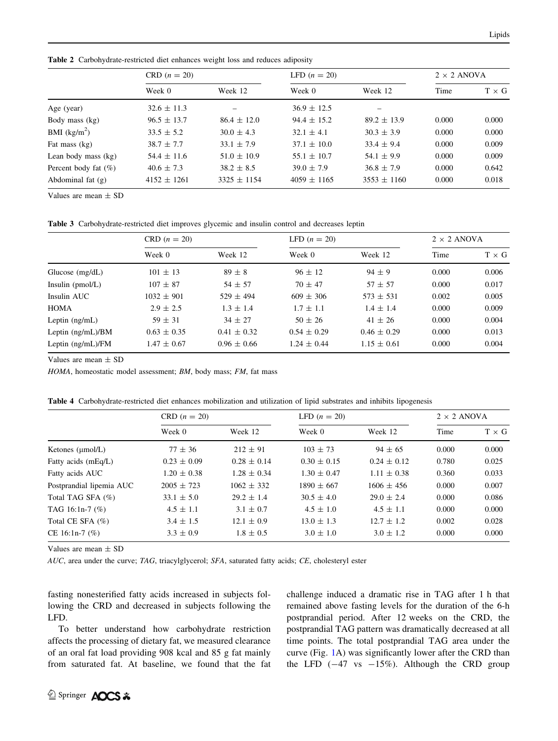**Table 2** Carbohydrate-restricted diet enhances weight loss and reduces adiposity

| | CRD ($n = 20$) | | LFD ($n = 20$) | | 2 × 2 ANOVA | |
|---|---|---|---|---|---|---|
| | Week 0 | Week 12 | Week 0 | Week 12 | Time | T × G |
| Age (year) | 32.6 ± 11.3 | – | 36.9 ± 12.5 | – | | |
| Body mass (kg) | 96.5 ± 13.7 | 86.4 ± 12.0 | 94.4 ± 15.2 | 89.2 ± 13.9 | 0.000 | 0.000 |
| BMI (kg/m$^2$) | 33.5 ± 5.2 | 30.0 ± 4.3 | 32.1 ± 4.1 | 30.3 ± 3.9 | 0.000 | 0.000 |
| Fat mass (kg) | 38.7 ± 7.7 | 33.1 ± 7.9 | 37.1 ± 10.0 | 33.4 ± 9.4 | 0.000 | 0.009 |
| Lean body mass (kg) | 54.4 ± 11.6 | 51.0 ± 10.9 | 55.1 ± 10.7 | 54.1 ± 9.9 | 0.000 | 0.009 |
| Percent body fat (%) | 40.6 ± 7.3 | 38.2 ± 8.5 | 39.0 ± 7.9 | 36.8 ± 7.9 | 0.000 | 0.642 |
| Abdominal fat (g) | 4152 ± 1261 | 3325 ± 1154 | 4059 ± 1165 | 3553 ± 1160 | 0.000 | 0.018 |

Values are mean ± SD

**Table 3** Carbohydrate-restricted diet improves glycemic and insulin control and decreases leptin

| | CRD ($n = 20$) | | LFD ($n = 20$) | | 2 × 2 ANOVA | |
|---|---|---|---|---|---|---|
| | Week 0 | Week 12 | Week 0 | Week 12 | Time | T × G |
| Glucose (mg/dL) | 101 ± 13 | 89 ± 8 | 96 ± 12 | 94 ± 9 | 0.000 | 0.006 |
| Insulin (pmol/L) | 107 ± 87 | 54 ± 57 | 70 ± 47 | 57 ± 57 | 0.000 | 0.017 |
| Insulin AUC | 1032 ± 901 | 529 ± 494 | 609 ± 306 | 573 ± 531 | 0.002 | 0.005 |
| HOMA | 2.9 ± 2.5 | 1.3 ± 1.4 | 1.7 ± 1.1 | 1.4 ± 1.4 | 0.000 | 0.009 |
| Leptin (ng/mL) | 59 ± 31 | 34 ± 27 | 50 ± 26 | 41 ± 26 | 0.000 | 0.004 |
| Leptin (ng/mL)/BM | 0.63 ± 0.35 | 0.41 ± 0.32 | 0.54 ± 0.29 | 0.46 ± 0.29 | 0.000 | 0.013 |
| Leptin (ng/mL)/FM | 1.47 ± 0.67 | 0.96 ± 0.66 | 1.24 ± 0.44 | 1.15 ± 0.61 | 0.000 | 0.004 |

Values are mean ± SD

*HOMA*, homeostatic model assessment; *BM*, body mass; *FM*, fat mass

**Table 4** Carbohydrate-restricted diet enhances mobilization and utilization of lipid substrates and inhibits lipogenesis

| | CRD ($n = 20$) | | LFD ($n = 20$) | | 2 × 2 ANOVA | |
|---|---|---|---|---|---|---|
| | Week 0 | Week 12 | Week 0 | Week 12 | Time | T × G |
| Ketones (μmol/L) | 77 ± 36 | 212 ± 91 | 103 ± 73 | 94 ± 65 | 0.000 | 0.000 |
| Fatty acids (mEq/L) | 0.23 ± 0.09 | 0.28 ± 0.14 | 0.30 ± 0.15 | 0.24 ± 0.12 | 0.780 | 0.025 |
| Fatty acids AUC | 1.20 ± 0.38 | 1.28 ± 0.34 | 1.30 ± 0.47 | 1.11 ± 0.38 | 0.360 | 0.033 |
| Postprandial lipemia AUC | 2005 ± 723 | 1062 ± 332 | 1890 ± 667 | 1606 ± 456 | 0.000 | 0.007 |
| Total TAG SFA (%) | 33.1 ± 5.0 | 29.2 ± 1.4 | 30.5 ± 4.0 | 29.0 ± 2.4 | 0.000 | 0.086 |
| TAG 16:1n-7 (%) | 4.5 ± 1.1 | 3.1 ± 0.7 | 4.5 ± 1.0 | 4.5 ± 1.1 | 0.000 | 0.000 |
| Total CE SFA (%) | 3.4 ± 1.5 | 12.1 ± 0.9 | 13.0 ± 1.3 | 12.7 ± 1.2 | 0.002 | 0.028 |
| CE 16:1n-7 (%) | 3.3 ± 0.9 | 1.8 ± 0.5 | 3.0 ± 1.0 | 3.0 ± 1.2 | 0.000 | 0.000 |

Values are mean ± SD

*AUC*, area under the curve; *TAG*, triacylglycerol; *SFA*, saturated fatty acids; *CE*, cholesteryl ester

fasting nonesterified fatty acids increased in subjects following the CRD and decreased in subjects following the LFD.

To better understand how carbohydrate restriction affects the processing of dietary fat, we measured clearance of an oral fat load providing 908 kcal and 85 g fat mainly from saturated fat. At baseline, we found that the fat challenge induced a dramatic rise in TAG after 1 h that remained above fasting levels for the duration of the 6-h postprandial period. After 12 weeks on the CRD, the postprandial TAG pattern was dramatically decreased at all time points. The total postprandial TAG area under the curve (Fig. 1A) was significantly lower after the CRD than the LFD (−47 vs −15%). Although the CRD group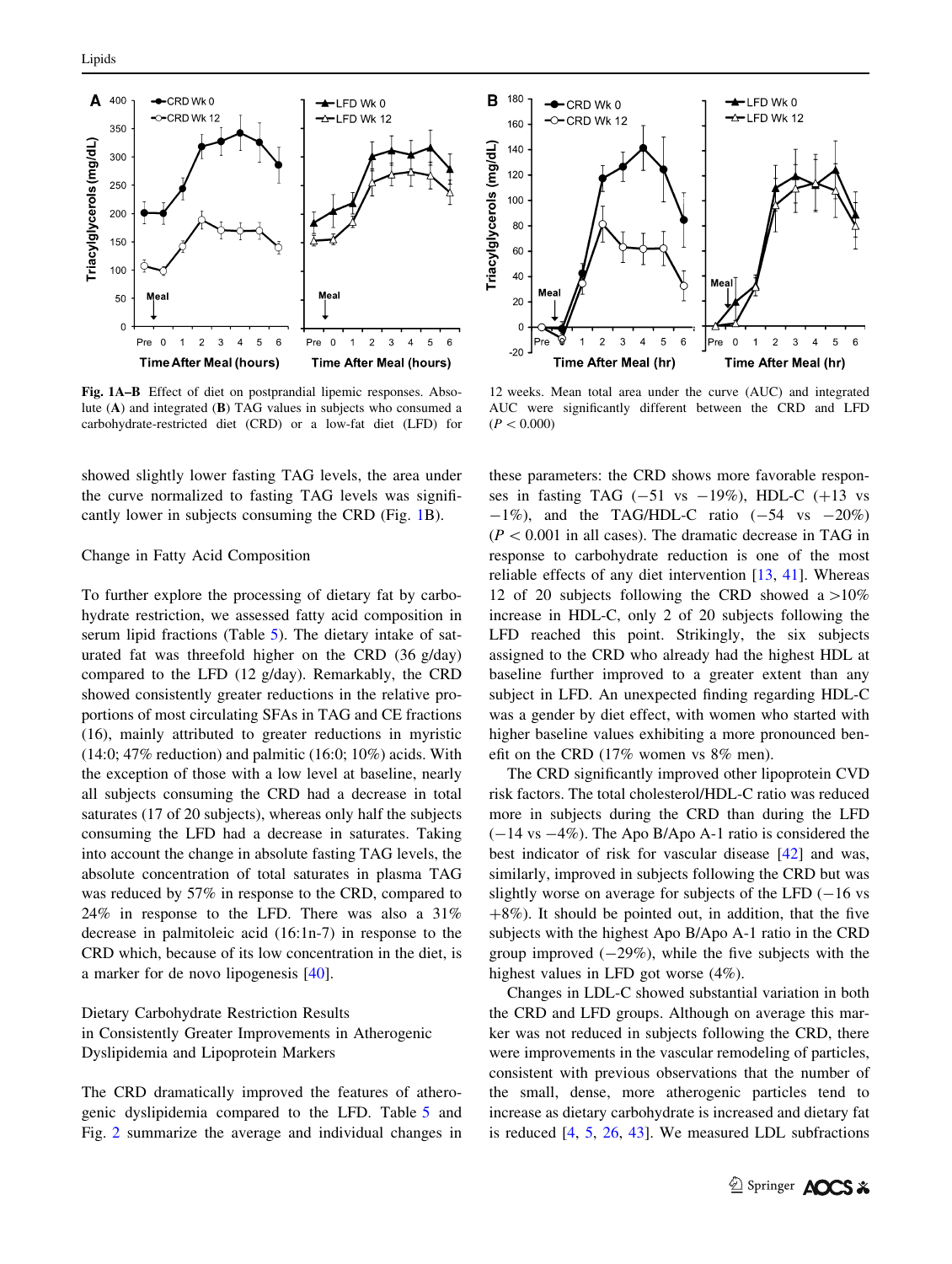Fig. 1A–B Effect of diet on postprandial lipemic responses. Absolute (**A**) and integrated (**B**) TAG values in subjects who consumed a carbohydrate-restricted diet (CRD) or a low-fat diet (LFD) for 12 weeks. Mean total area under the curve (AUC) and integrated AUC were significantly different between the CRD and LFD ($P < 0.000$)

showed slightly lower fasting TAG levels, the area under the curve normalized to fasting TAG levels was significantly lower in subjects consuming the CRD (Fig. 1B).

### Change in Fatty Acid Composition

To further explore the processing of dietary fat by carbohydrate restriction, we assessed fatty acid composition in serum lipid fractions (Table 5). The dietary intake of saturated fat was threefold higher on the CRD (36 g/day) compared to the LFD (12 g/day). Remarkably, the CRD showed consistently greater reductions in the relative proportions of most circulating SFAs in TAG and CE fractions (16), mainly attributed to greater reductions in myristic (14:0; 47% reduction) and palmitic (16:0; 10%) acids. With the exception of those with a low level at baseline, nearly all subjects consuming the CRD had a decrease in total saturates (17 of 20 subjects), whereas only half the subjects consuming the LFD had a decrease in saturates. Taking into account the change in absolute fasting TAG levels, the absolute concentration of total saturates in plasma TAG was reduced by 57% in response to the CRD, compared to 24% in response to the LFD. There was also a 31% decrease in palmitoleic acid (16:1n-7) in response to the CRD which, because of its low concentration in the diet, is a marker for de novo lipogenesis [40].

### Dietary Carbohydrate Restriction Results in Consistently Greater Improvements in Atherogenic Dyslipidemia and Lipoprotein Markers

The CRD dramatically improved the features of atherogenic dyslipidemia compared to the LFD. Table 5 and Fig. 2 summarize the average and individual changes in these parameters: the CRD shows more favorable responses in fasting TAG (−51 vs −19%), HDL-C (+13 vs −1%), and the TAG/HDL-C ratio (−54 vs −20%) ($P < 0.001$ in all cases). The dramatic decrease in TAG in response to carbohydrate reduction is one of the most reliable effects of any diet intervention [13, 41]. Whereas 12 of 20 subjects following the CRD showed a >10% increase in HDL-C, only 2 of 20 subjects following the LFD reached this point. Strikingly, the six subjects assigned to the CRD who already had the highest HDL at baseline further improved to a greater extent than any subject in LFD. An unexpected finding regarding HDL-C was a gender by diet effect, with women who started with higher baseline values exhibiting a more pronounced benefit on the CRD (17% women vs 8% men).

The CRD significantly improved other lipoprotein CVD risk factors. The total cholesterol/HDL-C ratio was reduced more in subjects during the CRD than during the LFD (−14 vs −4%). The Apo B/Apo A-1 ratio is considered the best indicator of risk for vascular disease [42] and was, similarly, improved in subjects following the CRD but was slightly worse on average for subjects of the LFD (−16 vs +8%). It should be pointed out, in addition, that the five subjects with the highest Apo B/Apo A-1 ratio in the CRD group improved (−29%), while the five subjects with the highest values in LFD got worse (4%).

Changes in LDL-C showed substantial variation in both the CRD and LFD groups. Although on average this marker was not reduced in subjects following the CRD, there were improvements in the vascular remodeling of particles, consistent with previous observations that the number of the small, dense, more atherogenic particles tend to increase as dietary carbohydrate is increased and dietary fat is reduced [4, 5, 26, 43]. We measured LDL subfractions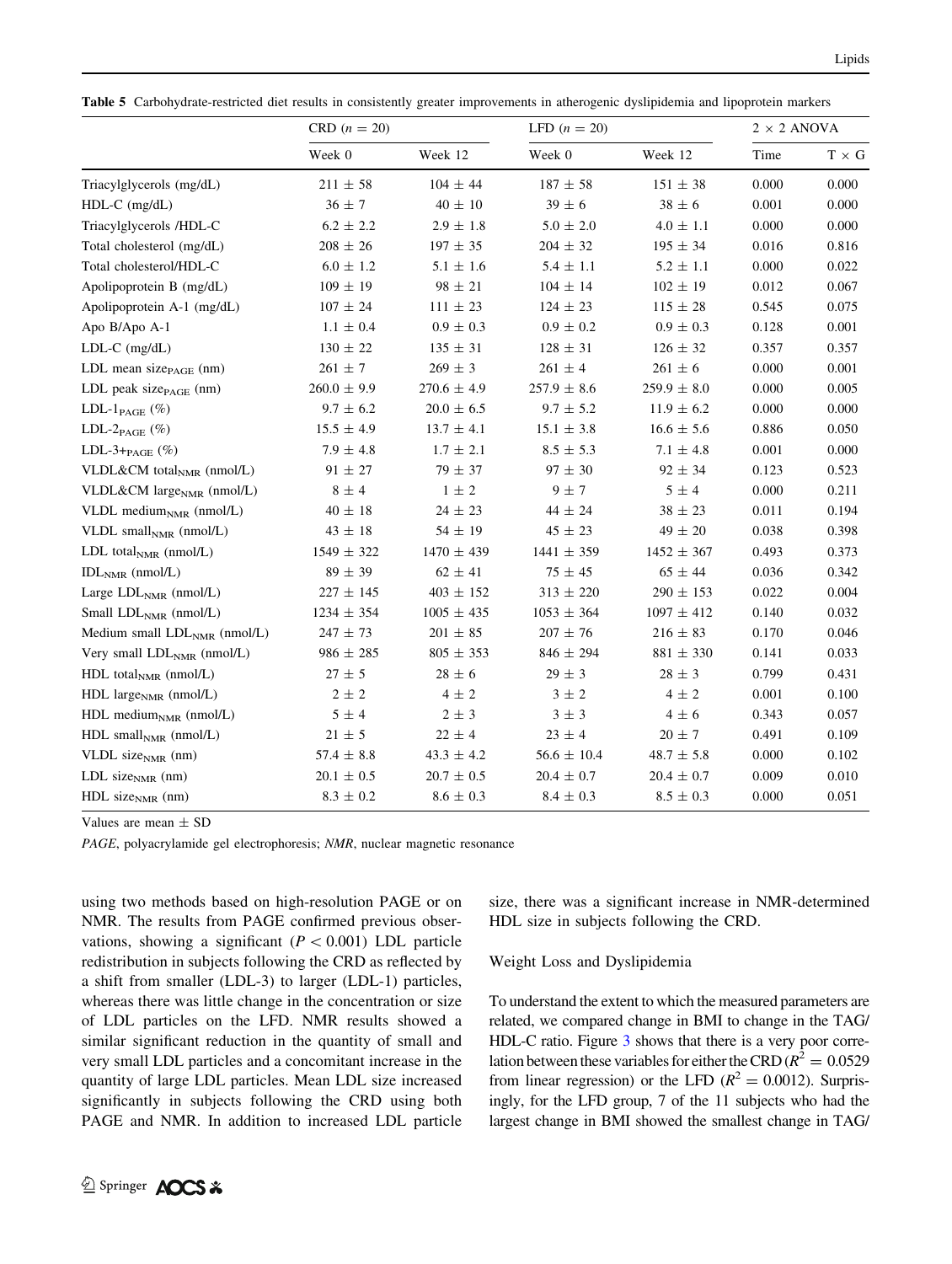**Table 5** Carbohydrate-restricted diet results in consistently greater improvements in atherogenic dyslipidemia and lipoprotein markers

| | CRD ($n = 20$) | | LFD ($n = 20$) | | 2 × 2 ANOVA | |
|---|---|---|---|---|---|---|
| | Week 0 | Week 12 | Week 0 | Week 12 | Time | T × G |
| Triacylglycerols (mg/dL) | 211 ± 58 | 104 ± 44 | 187 ± 58 | 151 ± 38 | 0.000 | 0.000 |
| HDL-C (mg/dL) | 36 ± 7 | 40 ± 10 | 39 ± 6 | 38 ± 6 | 0.001 | 0.000 |
| Triacylglycerols /HDL-C | 6.2 ± 2.2 | 2.9 ± 1.8 | 5.0 ± 2.0 | 4.0 ± 1.1 | 0.000 | 0.000 |
| Total cholesterol (mg/dL) | 208 ± 26 | 197 ± 35 | 204 ± 32 | 195 ± 34 | 0.016 | 0.816 |
| Total cholesterol/HDL-C | 6.0 ± 1.2 | 5.1 ± 1.6 | 5.4 ± 1.1 | 5.2 ± 1.1 | 0.000 | 0.022 |
| Apolipoprotein B (mg/dL) | 109 ± 19 | 98 ± 21 | 104 ± 14 | 102 ± 19 | 0.012 | 0.067 |
| Apolipoprotein A-1 (mg/dL) | 107 ± 24 | 111 ± 23 | 124 ± 23 | 115 ± 28 | 0.545 | 0.075 |
| Apo B/Apo A-1 | 1.1 ± 0.4 | 0.9 ± 0.3 | 0.9 ± 0.2 | 0.9 ± 0.3 | 0.128 | 0.001 |
| LDL-C (mg/dL) | 130 ± 22 | 135 ± 31 | 128 ± 31 | 126 ± 32 | 0.357 | 0.357 |
| LDL mean size$_{PAGE}$ (nm) | 261 ± 7 | 269 ± 3 | 261 ± 4 | 261 ± 6 | 0.000 | 0.001 |
| LDL peak size$_{PAGE}$ (nm) | 260.0 ± 9.9 | 270.6 ± 4.9 | 257.9 ± 8.6 | 259.9 ± 8.0 | 0.000 | 0.005 |
| LDL-1$_{PAGE}$ (%) | 9.7 ± 6.2 | 20.0 ± 6.5 | 9.7 ± 5.2 | 11.9 ± 6.2 | 0.000 | 0.000 |
| LDL-2$_{PAGE}$ (%) | 15.5 ± 4.9 | 13.7 ± 4.1 | 15.1 ± 3.8 | 16.6 ± 5.6 | 0.886 | 0.050 |
| LDL-3+$_{PAGE}$ (%) | 7.9 ± 4.8 | 1.7 ± 2.1 | 8.5 ± 5.3 | 7.1 ± 4.8 | 0.001 | 0.000 |
| VLDL&CM total$_{NMR}$ (nmol/L) | 91 ± 27 | 79 ± 37 | 97 ± 30 | 92 ± 34 | 0.123 | 0.523 |
| VLDL&CM large$_{NMR}$ (nmol/L) | 8 ± 4 | 1 ± 2 | 9 ± 7 | 5 ± 4 | 0.000 | 0.211 |
| VLDL medium$_{NMR}$ (nmol/L) | 40 ± 18 | 24 ± 23 | 44 ± 24 | 38 ± 23 | 0.011 | 0.194 |
| VLDL small$_{NMR}$ (nmol/L) | 43 ± 18 | 54 ± 19 | 45 ± 23 | 49 ± 20 | 0.038 | 0.398 |
| LDL total$_{NMR}$ (nmol/L) | 1549 ± 322 | 1470 ± 439 | 1441 ± 359 | 1452 ± 367 | 0.493 | 0.373 |
| IDL$_{NMR}$ (nmol/L) | 89 ± 39 | 62 ± 41 | 75 ± 45 | 65 ± 44 | 0.036 | 0.342 |
| Large LDL$_{NMR}$ (nmol/L) | 227 ± 145 | 403 ± 152 | 313 ± 220 | 290 ± 153 | 0.022 | 0.004 |
| Small LDL$_{NMR}$ (nmol/L) | 1234 ± 354 | 1005 ± 435 | 1053 ± 364 | 1097 ± 412 | 0.140 | 0.032 |
| Medium small LDL$_{NMR}$ (nmol/L) | 247 ± 73 | 201 ± 85 | 207 ± 76 | 216 ± 83 | 0.170 | 0.046 |
| Very small LDL$_{NMR}$ (nmol/L) | 986 ± 285 | 805 ± 353 | 846 ± 294 | 881 ± 330 | 0.141 | 0.033 |
| HDL total$_{NMR}$ (nmol/L) | 27 ± 5 | 28 ± 6 | 29 ± 3 | 28 ± 3 | 0.799 | 0.431 |
| HDL large$_{NMR}$ (nmol/L) | 2 ± 2 | 4 ± 2 | 3 ± 2 | 4 ± 2 | 0.001 | 0.100 |
| HDL medium$_{NMR}$ (nmol/L) | 5 ± 4 | 2 ± 3 | 3 ± 3 | 4 ± 6 | 0.343 | 0.057 |
| HDL small$_{NMR}$ (nmol/L) | 21 ± 5 | 22 ± 4 | 23 ± 4 | 20 ± 7 | 0.491 | 0.109 |
| VLDL size$_{NMR}$ (nm) | 57.4 ± 8.8 | 43.3 ± 4.2 | 56.6 ± 10.4 | 48.7 ± 5.8 | 0.000 | 0.102 |
| LDL size$_{NMR}$ (nm) | 20.1 ± 0.5 | 20.7 ± 0.5 | 20.4 ± 0.7 | 20.4 ± 0.7 | 0.009 | 0.010 |
| HDL size$_{NMR}$ (nm) | 8.3 ± 0.2 | 8.6 ± 0.3 | 8.4 ± 0.3 | 8.5 ± 0.3 | 0.000 | 0.051 |

Values are mean ± SD

*PAGE*, polyacrylamide gel electrophoresis; *NMR*, nuclear magnetic resonance

using two methods based on high-resolution PAGE or on NMR. The results from PAGE confirmed previous observations, showing a significant ($P < 0.001$) LDL particle redistribution in subjects following the CRD as reflected by a shift from smaller (LDL-3) to larger (LDL-1) particles, whereas there was little change in the concentration or size of LDL particles on the LFD. NMR results showed a similar significant reduction in the quantity of small and very small LDL particles and a concomitant increase in the quantity of large LDL particles. Mean LDL size increased significantly in subjects following the CRD using both PAGE and NMR. In addition to increased LDL particle size, there was a significant increase in NMR-determined HDL size in subjects following the CRD.

### Weight Loss and Dyslipidemia

To understand the extent to which the measured parameters are related, we compared change in BMI to change in the TAG/HDL-C ratio. Figure 3 shows that there is a very poor correlation between these variables for either the CRD ($R^2 = 0.0529$ from linear regression) or the LFD ($R^2 = 0.0012$). Surprisingly, for the LFD group, 7 of the 11 subjects who had the largest change in BMI showed the smallest change in TAG/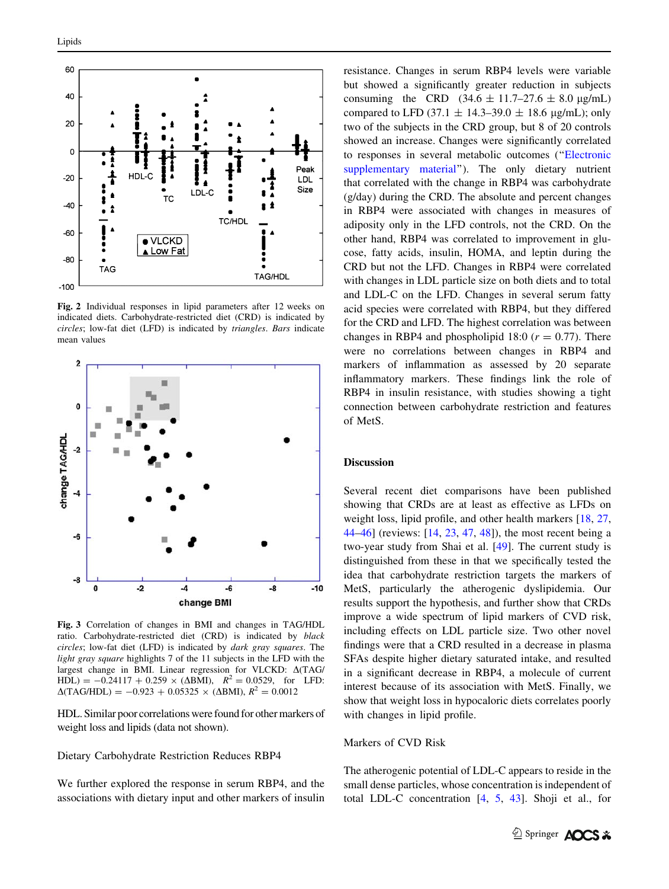Fig. 2 Individual responses in lipid parameters after 12 weeks on indicated diets. Carbohydrate-restricted diet (CRD) is indicated by *circles*; low-fat diet (LFD) is indicated by *triangles*. *Bars* indicate mean values

Fig. 3 Correlation of changes in BMI and changes in TAG/HDL ratio. Carbohydrate-restricted diet (CRD) is indicated by *black circles*; low-fat diet (LFD) is indicated by *dark gray squares*. The *light gray square* highlights 7 of the 11 subjects in the LFD with the largest change in BMI. Linear regression for VLCKD: $\Delta(\text{TAG/HDL}) = -0.24117 + 0.259 \times (\Delta\text{BMI})$, $R^2 = 0.0529$, for LFD: $\Delta(\text{TAG/HDL}) = -0.923 + 0.05325 \times (\Delta\text{BMI})$, $R^2 = 0.0012$

HDL. Similar poor correlations were found for other markers of weight loss and lipids (data not shown).

### Dietary Carbohydrate Restriction Reduces RBP4

We further explored the response in serum RBP4, and the associations with dietary input and other markers of insulin resistance. Changes in serum RBP4 levels were variable but showed a significantly greater reduction in subjects consuming the CRD (34.6 ± 11.7–27.6 ± 8.0 μg/mL) compared to LFD (37.1 ± 14.3–39.0 ± 18.6 μg/mL); only two of the subjects in the CRD group, but 8 of 20 controls showed an increase. Changes were significantly correlated to responses in several metabolic outcomes ("Electronic supplementary material"). The only dietary nutrient that correlated with the change in RBP4 was carbohydrate (g/day) during the CRD. The absolute and percent changes in RBP4 were associated with changes in measures of adiposity only in the LFD controls, not the CRD. On the other hand, RBP4 was correlated to improvement in glucose, fatty acids, insulin, HOMA, and leptin during the CRD but not the LFD. Changes in RBP4 were correlated with changes in LDL particle size on both diets and to total and LDL-C on the LFD. Changes in several serum fatty acid species were correlated with RBP4, but they differed for the CRD and LFD. The highest correlation was between changes in RBP4 and phospholipid 18:0 ($r = 0.77$). There were no correlations between changes in RBP4 and markers of inflammation as assessed by 20 separate inflammatory markers. These findings link the role of RBP4 in insulin resistance, with studies showing a tight connection between carbohydrate restriction and features of MetS.

## Discussion

Several recent diet comparisons have been published showing that CRDs are at least as effective as LFDs on weight loss, lipid profile, and other health markers [18, 27, 44–46] (reviews: [14, 23, 47, 48]), the most recent being a two-year study from Shai et al. [49]. The current study is distinguished from these in that we specifically tested the idea that carbohydrate restriction targets the markers of MetS, particularly the atherogenic dyslipidemia. Our results support the hypothesis, and further show that CRDs improve a wide spectrum of lipid markers of CVD risk, including effects on LDL particle size. Two other novel findings were that a CRD resulted in a decrease in plasma SFAs despite higher dietary saturated intake, and resulted in a significant decrease in RBP4, a molecule of current interest because of its association with MetS. Finally, we show that weight loss in hypocaloric diets correlates poorly with changes in lipid profile.

### Markers of CVD Risk

The atherogenic potential of LDL-C appears to reside in the small dense particles, whose concentration is independent of total LDL-C concentration [4, 5, 43]. Shoji et al., for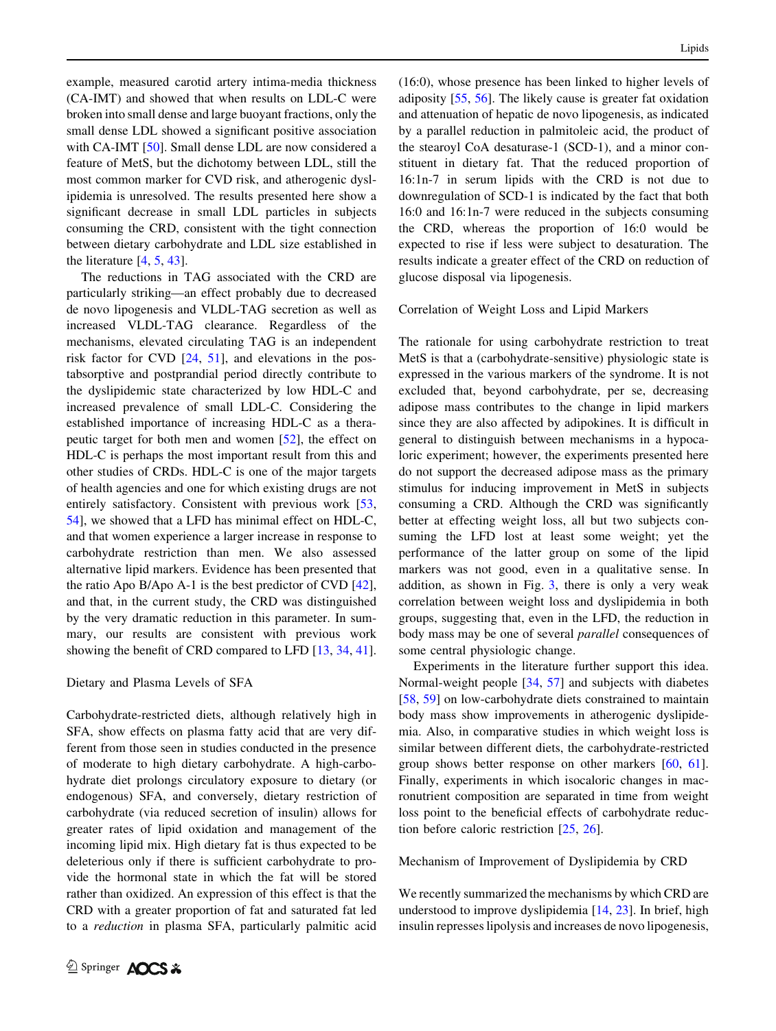example, measured carotid artery intima-media thickness (CA-IMT) and showed that when results on LDL-C were broken into small dense and large buoyant fractions, only the small dense LDL showed a significant positive association with CA-IMT [50]. Small dense LDL are now considered a feature of MetS, but the dichotomy between LDL, still the most common marker for CVD risk, and atherogenic dyslipidemia is unresolved. The results presented here show a significant decrease in small LDL particles in subjects consuming the CRD, consistent with the tight connection between dietary carbohydrate and LDL size established in the literature [4, 5, 43].

The reductions in TAG associated with the CRD are particularly striking—an effect probably due to decreased de novo lipogenesis and VLDL-TAG secretion as well as increased VLDL-TAG clearance. Regardless of the mechanisms, elevated circulating TAG is an independent risk factor for CVD [24, 51], and elevations in the postabsorptive and postprandial period directly contribute to the dyslipidemic state characterized by low HDL-C and increased prevalence of small LDL-C. Considering the established importance of increasing HDL-C as a therapeutic target for both men and women [52], the effect on HDL-C is perhaps the most important result from this and other studies of CRDs. HDL-C is one of the major targets of health agencies and one for which existing drugs are not entirely satisfactory. Consistent with previous work [53, 54], we showed that a LFD has minimal effect on HDL-C, and that women experience a larger increase in response to carbohydrate restriction than men. We also assessed alternative lipid markers. Evidence has been presented that the ratio Apo B/Apo A-1 is the best predictor of CVD [42], and that, in the current study, the CRD was distinguished by the very dramatic reduction in this parameter. In summary, our results are consistent with previous work showing the benefit of CRD compared to LFD [13, 34, 41].

## Dietary and Plasma Levels of SFA

Carbohydrate-restricted diets, although relatively high in SFA, show effects on plasma fatty acid that are very different from those seen in studies conducted in the presence of moderate to high dietary carbohydrate. A high-carbohydrate diet prolongs circulatory exposure to dietary (or endogenous) SFA, and conversely, dietary restriction of carbohydrate (via reduced secretion of insulin) allows for greater rates of lipid oxidation and management of the incoming lipid mix. High dietary fat is thus expected to be deleterious only if there is sufficient carbohydrate to provide the hormonal state in which the fat will be stored rather than oxidized. An expression of this effect is that the CRD with a greater proportion of fat and saturated fat led to a *reduction* in plasma SFA, particularly palmitic acid (16:0), whose presence has been linked to higher levels of adiposity [55, 56]. The likely cause is greater fat oxidation and attenuation of hepatic de novo lipogenesis, as indicated by a parallel reduction in palmitoleic acid, the product of the stearoyl CoA desaturase-1 (SCD-1), and a minor constituent in dietary fat. That the reduced proportion of 16:1n-7 in serum lipids with the CRD is not due to downregulation of SCD-1 is indicated by the fact that both 16:0 and 16:1n-7 were reduced in the subjects consuming the CRD, whereas the proportion of 16:0 would be expected to rise if less were subject to desaturation. The results indicate a greater effect of the CRD on reduction of glucose disposal via lipogenesis.

## Correlation of Weight Loss and Lipid Markers

The rationale for using carbohydrate restriction to treat MetS is that a (carbohydrate-sensitive) physiologic state is expressed in the various markers of the syndrome. It is not excluded that, beyond carbohydrate, per se, decreasing adipose mass contributes to the change in lipid markers since they are also affected by adipokines. It is difficult in general to distinguish between mechanisms in a hypocaloric experiment; however, the experiments presented here do not support the decreased adipose mass as the primary stimulus for inducing improvement in MetS in subjects consuming a CRD. Although the CRD was significantly better at effecting weight loss, all but two subjects consuming the LFD lost at least some weight; yet the performance of the latter group on some of the lipid markers was not good, even in a qualitative sense. In addition, as shown in Fig. 3, there is only a very weak correlation between weight loss and dyslipidemia in both groups, suggesting that, even in the LFD, the reduction in body mass may be one of several *parallel* consequences of some central physiologic change.

Experiments in the literature further support this idea. Normal-weight people [34, 57] and subjects with diabetes [58, 59] on low-carbohydrate diets constrained to maintain body mass show improvements in atherogenic dyslipidemia. Also, in comparative studies in which weight loss is similar between different diets, the carbohydrate-restricted group shows better response on other markers [60, 61]. Finally, experiments in which isocaloric changes in macronutrient composition are separated in time from weight loss point to the beneficial effects of carbohydrate reduction before caloric restriction [25, 26].

## Mechanism of Improvement of Dyslipidemia by CRD

We recently summarized the mechanisms by which CRD are understood to improve dyslipidemia [14, 23]. In brief, high insulin represses lipolysis and increases de novo lipogenesis,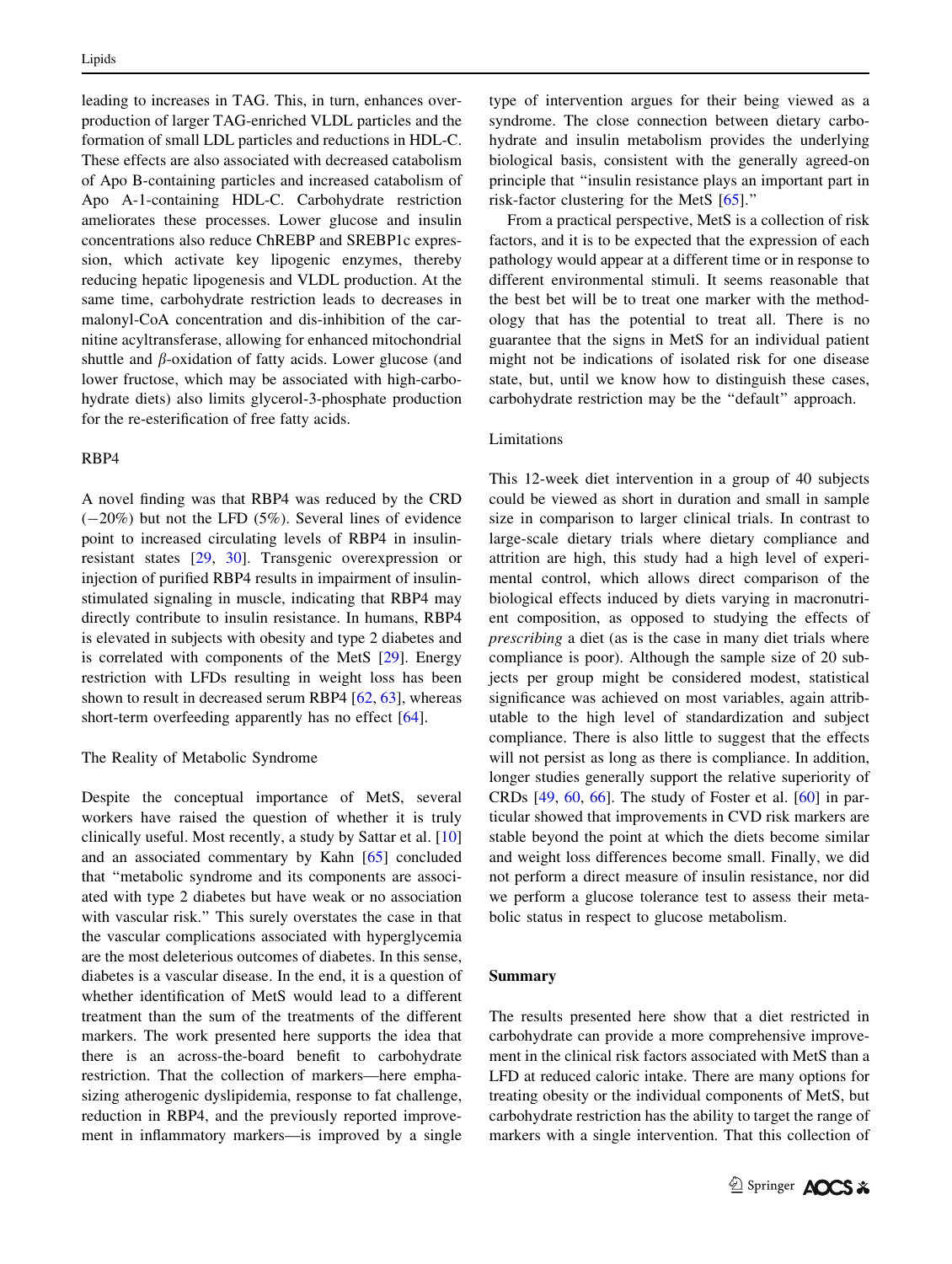leading to increases in TAG. This, in turn, enhances overproduction of larger TAG-enriched VLDL particles and the formation of small LDL particles and reductions in HDL-C. These effects are also associated with decreased catabolism of Apo B-containing particles and increased catabolism of Apo A-1-containing HDL-C. Carbohydrate restriction ameliorates these processes. Lower glucose and insulin concentrations also reduce ChREBP and SREBP1c expression, which activate key lipogenic enzymes, thereby reducing hepatic lipogenesis and VLDL production. At the same time, carbohydrate restriction leads to decreases in malonyl-CoA concentration and dis-inhibition of the carnitine acyltransferase, allowing for enhanced mitochondrial shuttle and $\beta$-oxidation of fatty acids. Lower glucose (and lower fructose, which may be associated with high-carbohydrate diets) also limits glycerol-3-phosphate production for the re-esterification of free fatty acids.

### RBP4

A novel finding was that RBP4 was reduced by the CRD (−20%) but not the LFD (5%). Several lines of evidence point to increased circulating levels of RBP4 in insulin-resistant states [29, 30]. Transgenic overexpression or injection of purified RBP4 results in impairment of insulin-stimulated signaling in muscle, indicating that RBP4 may directly contribute to insulin resistance. In humans, RBP4 is elevated in subjects with obesity and type 2 diabetes and is correlated with components of the MetS [29]. Energy restriction with LFDs resulting in weight loss has been shown to result in decreased serum RBP4 [62, 63], whereas short-term overfeeding apparently has no effect [64].

### The Reality of Metabolic Syndrome

Despite the conceptual importance of MetS, several workers have raised the question of whether it is truly clinically useful. Most recently, a study by Sattar et al. [10] and an associated commentary by Kahn [65] concluded that "metabolic syndrome and its components are associated with type 2 diabetes but have weak or no association with vascular risk." This surely overstates the case in that the vascular complications associated with hyperglycemia are the most deleterious outcomes of diabetes. In this sense, diabetes is a vascular disease. In the end, it is a question of whether identification of MetS would lead to a different treatment than the sum of the treatments of the different markers. The work presented here supports the idea that there is an across-the-board benefit to carbohydrate restriction. That the collection of markers—here emphasizing atherogenic dyslipidemia, response to fat challenge, reduction in RBP4, and the previously reported improvement in inflammatory markers—is improved by a single type of intervention argues for their being viewed as a syndrome. The close connection between dietary carbohydrate and insulin metabolism provides the underlying biological basis, consistent with the generally agreed-on principle that "insulin resistance plays an important part in risk-factor clustering for the MetS [65]."

From a practical perspective, MetS is a collection of risk factors, and it is to be expected that the expression of each pathology would appear at a different time or in response to different environmental stimuli. It seems reasonable that the best bet will be to treat one marker with the methodology that has the potential to treat all. There is no guarantee that the signs in MetS for an individual patient might not be indications of isolated risk for one disease state, but, until we know how to distinguish these cases, carbohydrate restriction may be the "default" approach.

### Limitations

This 12-week diet intervention in a group of 40 subjects could be viewed as short in duration and small in sample size in comparison to larger clinical trials. In contrast to large-scale dietary trials where dietary compliance and attrition are high, this study had a high level of experimental control, which allows direct comparison of the biological effects induced by diets varying in macronutrient composition, as opposed to studying the effects of *prescribing* a diet (as is the case in many diet trials where compliance is poor). Although the sample size of 20 subjects per group might be considered modest, statistical significance was achieved on most variables, again attributable to the high level of standardization and subject compliance. There is also little to suggest that the effects will not persist as long as there is compliance. In addition, longer studies generally support the relative superiority of CRDs [49, 60, 66]. The study of Foster et al. [60] in particular showed that improvements in CVD risk markers are stable beyond the point at which the diets become similar and weight loss differences become small. Finally, we did not perform a direct measure of insulin resistance, nor did we perform a glucose tolerance test to assess their metabolic status in respect to glucose metabolism.

## Summary

The results presented here show that a diet restricted in carbohydrate can provide a more comprehensive improvement in the clinical risk factors associated with MetS than a LFD at reduced caloric intake. There are many options for treating obesity or the individual components of MetS, but carbohydrate restriction has the ability to target the range of markers with a single intervention. That this collection of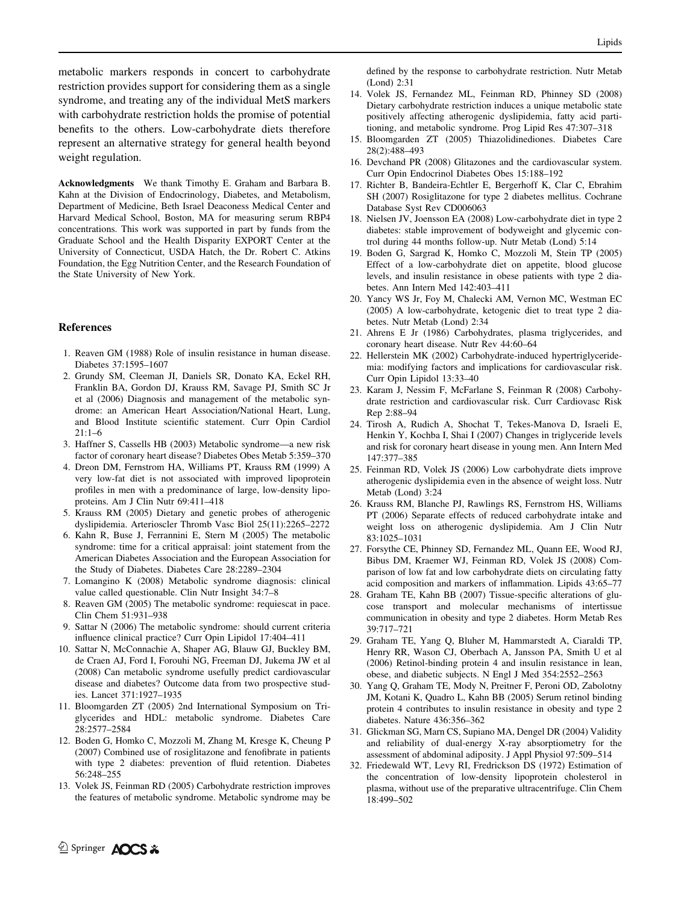metabolic markers responds in concert to carbohydrate restriction provides support for considering them as a single syndrome, and treating any of the individual MetS markers with carbohydrate restriction holds the promise of potential benefits to the others. Low-carbohydrate diets therefore represent an alternative strategy for general health beyond weight regulation.

**Acknowledgments** We thank Timothy E. Graham and Barbara B. Kahn at the Division of Endocrinology, Diabetes, and Metabolism, Department of Medicine, Beth Israel Deaconess Medical Center and Harvard Medical School, Boston, MA for measuring serum RBP4 concentrations. This work was supported in part by funds from the Graduate School and the Health Disparity EXPORT Center at the University of Connecticut, USDA Hatch, the Dr. Robert C. Atkins Foundation, the Egg Nutrition Center, and the Research Foundation of the State University of New York.

## References

1. Reaven GM (1988) Role of insulin resistance in human disease. Diabetes 37:1595–1607
2. Grundy SM, Cleeman JI, Daniels SR, Donato KA, Eckel RH, Franklin BA, Gordon DJ, Krauss RM, Savage PJ, Smith SC Jr et al (2006) Diagnosis and management of the metabolic syndrome: an American Heart Association/National Heart, Lung, and Blood Institute scientific statement. Curr Opin Cardiol 21:1–6
3. Haffner S, Cassells HB (2003) Metabolic syndrome—a new risk factor of coronary heart disease? Diabetes Obes Metab 5:359–370
4. Dreon DM, Fernstrom HA, Williams PT, Krauss RM (1999) A very low-fat diet is not associated with improved lipoprotein profiles in men with a predominance of large, low-density lipoproteins. Am J Clin Nutr 69:411–418
5. Krauss RM (2005) Dietary and genetic probes of atherogenic dyslipidemia. Arterioscler Thromb Vasc Biol 25(11):2265–2272
6. Kahn R, Buse J, Ferrannini E, Stern M (2005) The metabolic syndrome: time for a critical appraisal: joint statement from the American Diabetes Association and the European Association for the Study of Diabetes. Diabetes Care 28:2289–2304
7. Lomangino K (2008) Metabolic syndrome diagnosis: clinical value called questionable. Clin Nutr Insight 34:7–8
8. Reaven GM (2005) The metabolic syndrome: requiescat in pace. Clin Chem 51:931–938
9. Sattar N (2006) The metabolic syndrome: should current criteria influence clinical practice? Curr Opin Lipidol 17:404–411
10. Sattar N, McConnachie A, Shaper AG, Blauw GJ, Buckley BM, de Craen AJ, Ford I, Forouhi NG, Freeman DJ, Jukema JW et al (2008) Can metabolic syndrome usefully predict cardiovascular disease and diabetes? Outcome data from two prospective studies. Lancet 371:1927–1935
11. Bloomgarden ZT (2005) 2nd International Symposium on Triglycerides and HDL: metabolic syndrome. Diabetes Care 28:2577–2584
12. Boden G, Homko C, Mozzoli M, Zhang M, Kresge K, Cheung P (2007) Combined use of rosiglitazone and fenofibrate in patients with type 2 diabetes: prevention of fluid retention. Diabetes 56:248–255
13. Volek JS, Feinman RD (2005) Carbohydrate restriction improves the features of metabolic syndrome. Metabolic syndrome may be defined by the response to carbohydrate restriction. Nutr Metab (Lond) 2:31
14. Volek JS, Fernandez ML, Feinman RD, Phinney SD (2008) Dietary carbohydrate restriction induces a unique metabolic state positively affecting atherogenic dyslipidemia, fatty acid partitioning, and metabolic syndrome. Prog Lipid Res 47:307–318
15. Bloomgarden ZT (2005) Thiazolidinediones. Diabetes Care 28(2):488–493
16. Devchand PR (2008) Glitazones and the cardiovascular system. Curr Opin Endocrinol Diabetes Obes 15:188–192
17. Richter B, Bandeira-Echtler E, Bergerhoff K, Clar C, Ebrahim SH (2007) Rosiglitazone for type 2 diabetes mellitus. Cochrane Database Syst Rev CD006063
18. Nielsen JV, Joensson EA (2008) Low-carbohydrate diet in type 2 diabetes: stable improvement of bodyweight and glycemic control during 44 months follow-up. Nutr Metab (Lond) 5:14
19. Boden G, Sargrad K, Homko C, Mozzoli M, Stein TP (2005) Effect of a low-carbohydrate diet on appetite, blood glucose levels, and insulin resistance in obese patients with type 2 diabetes. Ann Intern Med 142:403–411
20. Yancy WS Jr, Foy M, Chalecki AM, Vernon MC, Westman EC (2005) A low-carbohydrate, ketogenic diet to treat type 2 diabetes. Nutr Metab (Lond) 2:34
21. Ahrens E Jr (1986) Carbohydrates, plasma triglycerides, and coronary heart disease. Nutr Rev 44:60–64
22. Hellerstein MK (2002) Carbohydrate-induced hypertriglyceridemia: modifying factors and implications for cardiovascular risk. Curr Opin Lipidol 13:33–40
23. Karam J, Nessim F, McFarlane S, Feinman R (2008) Carbohydrate restriction and cardiovascular risk. Curr Cardiovasc Risk Rep 2:88–94
24. Tirosh A, Rudich A, Shochat T, Tekes-Manova D, Israeli E, Henkin Y, Kochba I, Shai I (2007) Changes in triglyceride levels and risk for coronary heart disease in young men. Ann Intern Med 147:377–385
25. Feinman RD, Volek JS (2006) Low carbohydrate diets improve atherogenic dyslipidemia even in the absence of weight loss. Nutr Metab (Lond) 3:24
26. Krauss RM, Blanche PJ, Rawlings RS, Fernstrom HS, Williams PT (2006) Separate effects of reduced carbohydrate intake and weight loss on atherogenic dyslipidemia. Am J Clin Nutr 83:1025–1031
27. Forsythe CE, Phinney SD, Fernandez ML, Quann EE, Wood RJ, Bibus DM, Kraemer WJ, Feinman RD, Volek JS (2008) Comparison of low fat and low carbohydrate diets on circulating fatty acid composition and markers of inflammation. Lipids 43:65–77
28. Graham TE, Kahn BB (2007) Tissue-specific alterations of glucose transport and molecular mechanisms of intertissue communication in obesity and type 2 diabetes. Horm Metab Res 39:717–721
29. Graham TE, Yang Q, Bluher M, Hammarstedt A, Ciaraldi TP, Henry RR, Wason CJ, Oberbach A, Jansson PA, Smith U et al (2006) Retinol-binding protein 4 and insulin resistance in lean, obese, and diabetic subjects. N Engl J Med 354:2552–2563
30. Yang Q, Graham TE, Mody N, Preitner F, Peroni OD, Zabolotny JM, Kotani K, Quadro L, Kahn BB (2005) Serum retinol binding protein 4 contributes to insulin resistance in obesity and type 2 diabetes. Nature 436:356–362
31. Glickman SG, Marn CS, Supiano MA, Dengel DR (2004) Validity and reliability of dual-energy X-ray absorptiometry for the assessment of abdominal adiposity. J Appl Physiol 97:509–514
32. Friedewald WT, Levy RI, Fredrickson DS (1972) Estimation of the concentration of low-density lipoprotein cholesterol in plasma, without use of the preparative ultracentrifuge. Clin Chem 18:499–502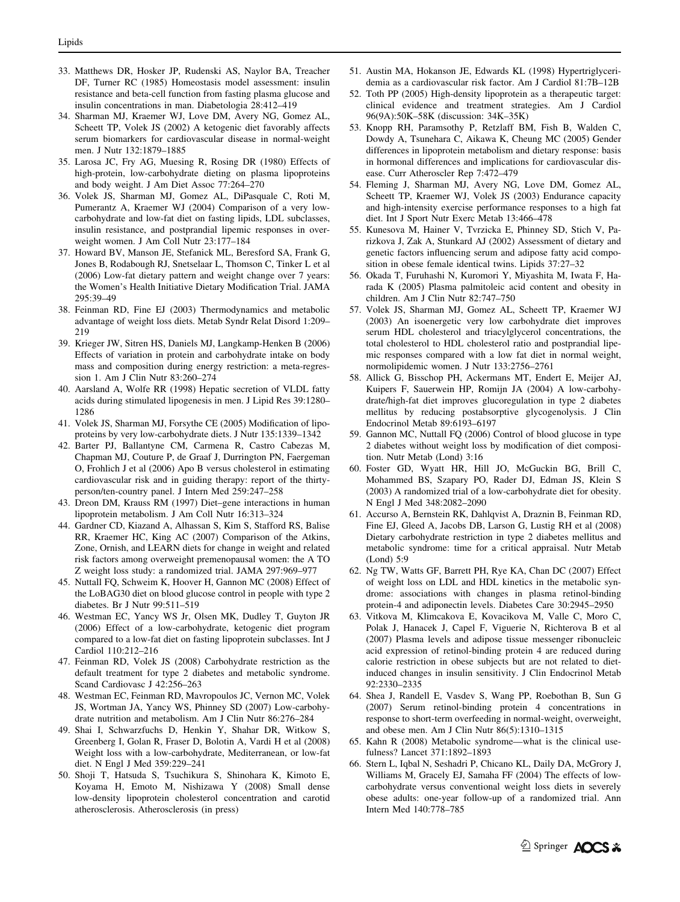33. Matthews DR, Hosker JP, Rudenski AS, Naylor BA, Treacher DF, Turner RC (1985) Homeostasis model assessment: insulin resistance and beta-cell function from fasting plasma glucose and insulin concentrations in man. Diabetologia 28:412–419
34. Sharman MJ, Kraemer WJ, Love DM, Avery NG, Gomez AL, Scheett TP, Volek JS (2002) A ketogenic diet favorably affects serum biomarkers for cardiovascular disease in normal-weight men. J Nutr 132:1879–1885
35. Larosa JC, Fry AG, Muesing R, Rosing DR (1980) Effects of high-protein, low-carbohydrate dieting on plasma lipoproteins and body weight. J Am Diet Assoc 77:264–270
36. Volek JS, Sharman MJ, Gomez AL, DiPasquale C, Roti M, Pumerantz A, Kraemer WJ (2004) Comparison of a very low-carbohydrate and low-fat diet on fasting lipids, LDL subclasses, insulin resistance, and postprandial lipemic responses in overweight women. J Am Coll Nutr 23:177–184
37. Howard BV, Manson JE, Stefanick ML, Beresford SA, Frank G, Jones B, Rodabough RJ, Snetselaar L, Thomson C, Tinker L et al (2006) Low-fat dietary pattern and weight change over 7 years: the Women's Health Initiative Dietary Modification Trial. JAMA 295:39–49
38. Feinman RD, Fine EJ (2003) Thermodynamics and metabolic advantage of weight loss diets. Metab Syndr Relat Disord 1:209–219
39. Krieger JW, Sitren HS, Daniels MJ, Langkamp-Henken B (2006) Effects of variation in protein and carbohydrate intake on body mass and composition during energy restriction: a meta-regression 1. Am J Clin Nutr 83:260–274
40. Aarsland A, Wolfe RR (1998) Hepatic secretion of VLDL fatty acids during stimulated lipogenesis in men. J Lipid Res 39:1280–1286
41. Volek JS, Sharman MJ, Forsythe CE (2005) Modification of lipoproteins by very low-carbohydrate diets. J Nutr 135:1339–1342
42. Barter PJ, Ballantyne CM, Carmena R, Castro Cabezas M, Chapman MJ, Couture P, de Graaf J, Durrington PN, Faergeman O, Frohlich J et al (2006) Apo B versus cholesterol in estimating cardiovascular risk and in guiding therapy: report of the thirty-person/ten-country panel. J Intern Med 259:247–258
43. Dreon DM, Krauss RM (1997) Diet–gene interactions in human lipoprotein metabolism. J Am Coll Nutr 16:313–324
44. Gardner CD, Kiazand A, Alhassan S, Kim S, Stafford RS, Balise RR, Kraemer HC, King AC (2007) Comparison of the Atkins, Zone, Ornish, and LEARN diets for change in weight and related risk factors among overweight premenopausal women: the A TO Z weight loss study: a randomized trial. JAMA 297:969–977
45. Nuttall FQ, Schweim K, Hoover H, Gannon MC (2008) Effect of the LoBAG30 diet on blood glucose control in people with type 2 diabetes. Br J Nutr 99:511–519
46. Westman EC, Yancy WS Jr, Olsen MK, Dudley T, Guyton JR (2006) Effect of a low-carbohydrate, ketogenic diet program compared to a low-fat diet on fasting lipoprotein subclasses. Int J Cardiol 110:212–216
47. Feinman RD, Volek JS (2008) Carbohydrate restriction as the default treatment for type 2 diabetes and metabolic syndrome. Scand Cardiovasc J 42:256–263
48. Westman EC, Feinman RD, Mavropoulos JC, Vernon MC, Volek JS, Wortman JA, Yancy WS, Phinney SD (2007) Low-carbohydrate nutrition and metabolism. Am J Clin Nutr 86:276–284
49. Shai I, Schwarzfuchs D, Henkin Y, Shahar DR, Witkow S, Greenberg I, Golan R, Fraser D, Bolotin A, Vardi H et al (2008) Weight loss with a low-carbohydrate, Mediterranean, or low-fat diet. N Engl J Med 359:229–241
50. Shoji T, Hatsuda S, Tsuchikura S, Shinohara K, Kimoto E, Koyama H, Emoto M, Nishizawa Y (2008) Small dense low-density lipoprotein cholesterol concentration and carotid atherosclerosis. Atherosclerosis (in press)
51. Austin MA, Hokanson JE, Edwards KL (1998) Hypertriglyceridemia as a cardiovascular risk factor. Am J Cardiol 81:7B–12B
52. Toth PP (2005) High-density lipoprotein as a therapeutic target: clinical evidence and treatment strategies. Am J Cardiol 96(9A):50K–58K (discussion: 34K–35K)
53. Knopp RH, Paramsothy P, Retzlaff BM, Fish B, Walden C, Dowdy A, Tsunehara C, Aikawa K, Cheung MC (2005) Gender differences in lipoprotein metabolism and dietary response: basis in hormonal differences and implications for cardiovascular disease. Curr Atheroscler Rep 7:472–479
54. Fleming J, Sharman MJ, Avery NG, Love DM, Gomez AL, Scheett TP, Kraemer WJ, Volek JS (2003) Endurance capacity and high-intensity exercise performance responses to a high fat diet. Int J Sport Nutr Exerc Metab 13:466–478
55. Kunesova M, Hainer V, Tvrzicka E, Phinney SD, Stich V, Parizkova J, Zak A, Stunkard AJ (2002) Assessment of dietary and genetic factors influencing serum and adipose fatty acid composition in obese female identical twins. Lipids 37:27–32
56. Okada T, Furuhashi N, Kuromori Y, Miyashita M, Iwata F, Harada K (2005) Plasma palmitoleic acid content and obesity in children. Am J Clin Nutr 82:747–750
57. Volek JS, Sharman MJ, Gomez AL, Scheett TP, Kraemer WJ (2003) An isoenergetic very low carbohydrate diet improves serum HDL cholesterol and triacylglycerol concentrations, the total cholesterol to HDL cholesterol ratio and postprandial lipemic responses compared with a low fat diet in normal weight, normolipidemic women. J Nutr 133:2756–2761
58. Allick G, Bisschop PH, Ackermans MT, Endert E, Meijer AJ, Kuipers F, Sauerwein HP, Romijn JA (2004) A low-carbohydrate/high-fat diet improves glucoregulation in type 2 diabetes mellitus by reducing postabsorptive glycogenolysis. J Clin Endocrinol Metab 89:6193–6197
59. Gannon MC, Nuttall FQ (2006) Control of blood glucose in type 2 diabetes without weight loss by modification of diet composition. Nutr Metab (Lond) 3:16
60. Foster GD, Wyatt HR, Hill JO, McGuckin BG, Brill C, Mohammed BS, Szapary PO, Rader DJ, Edman JS, Klein S (2003) A randomized trial of a low-carbohydrate diet for obesity. N Engl J Med 348:2082–2090
61. Accurso A, Bernstein RK, Dahlqvist A, Draznin B, Feinman RD, Fine EJ, Gleed A, Jacobs DB, Larson G, Lustig RH et al (2008) Dietary carbohydrate restriction in type 2 diabetes mellitus and metabolic syndrome: time for a critical appraisal. Nutr Metab (Lond) 5:9
62. Ng TW, Watts GF, Barrett PH, Rye KA, Chan DC (2007) Effect of weight loss on LDL and HDL kinetics in the metabolic syndrome: associations with changes in plasma retinol-binding protein-4 and adiponectin levels. Diabetes Care 30:2945–2950
63. Vitkova M, Klimcakova E, Kovacikova M, Valle C, Moro C, Polak J, Hanacek J, Capel F, Viguerie N, Richterova B et al (2007) Plasma levels and adipose tissue messenger ribonucleic acid expression of retinol-binding protein 4 are reduced during calorie restriction in obese subjects but are not related to diet-induced changes in insulin sensitivity. J Clin Endocrinol Metab 92:2330–2335
64. Shea J, Randell E, Vasdev S, Wang PP, Roebothan B, Sun G (2007) Serum retinol-binding protein 4 concentrations in response to short-term overfeeding in normal-weight, overweight, and obese men. Am J Clin Nutr 86(5):1310–1315
65. Kahn R (2008) Metabolic syndrome—what is the clinical usefulness? Lancet 371:1892–1893
66. Stern L, Iqbal N, Seshadri P, Chicano KL, Daily DA, McGrory J, Williams M, Gracely EJ, Samaha FF (2004) The effects of low-carbohydrate versus conventional weight loss diets in severely obese adults: one-year follow-up of a randomized trial. Ann Intern Med 140:778–785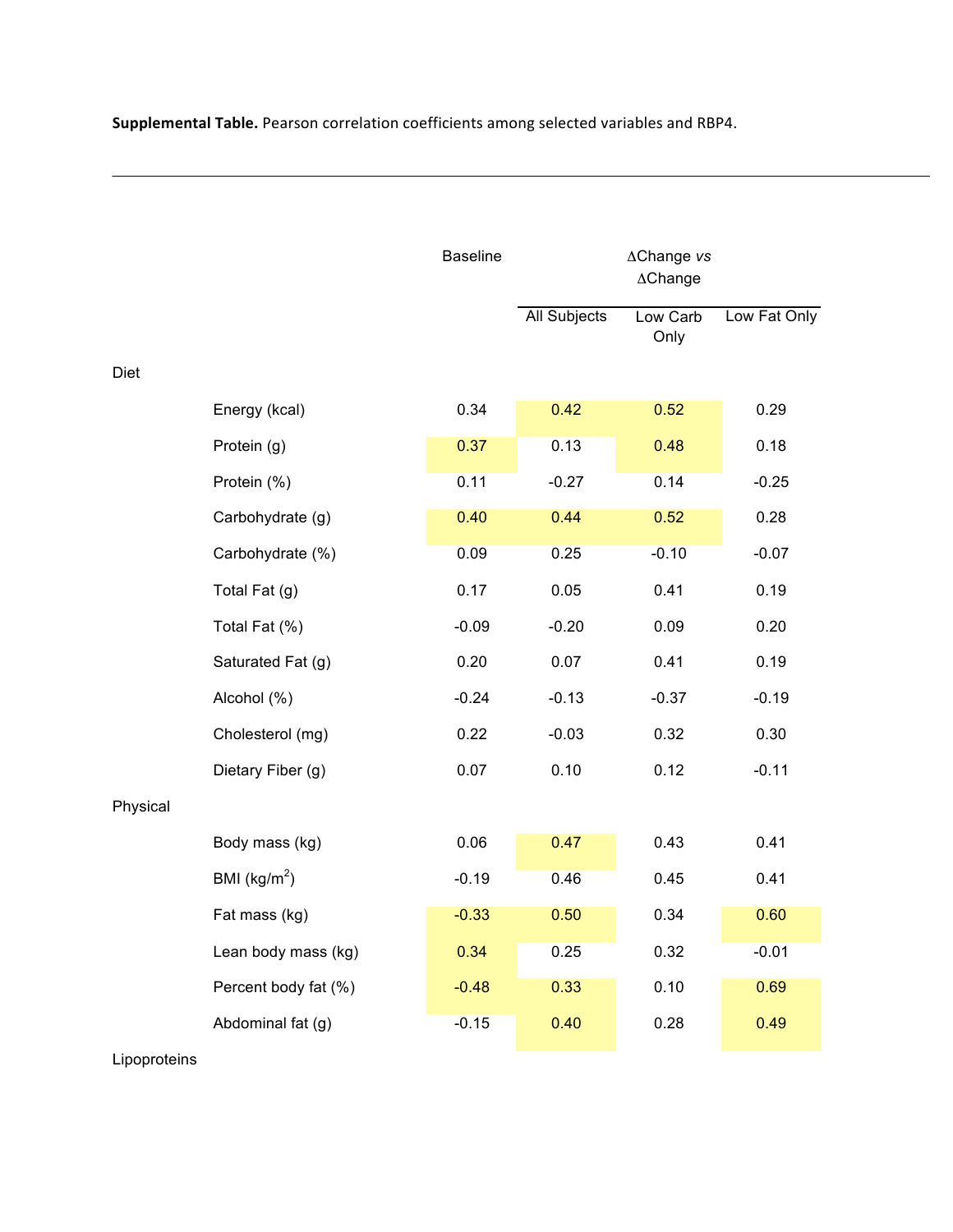**Supplemental Table.** Pearson correlation coefficients among selected variables and RBP4.

| | | Baseline | ΔChange *vs* ΔChange | | |
|---|---|---|---|---|---|
| | | | All Subjects | Low Carb Only | Low Fat Only |
| Diet | | | | | |
| | Energy (kcal) | 0.34 | 0.42 | 0.52 | 0.29 |
| | Protein (g) | 0.37 | 0.13 | 0.48 | 0.18 |
| | Protein (%) | 0.11 | -0.27 | 0.14 | -0.25 |
| | Carbohydrate (g) | 0.40 | 0.44 | 0.52 | 0.28 |
| | Carbohydrate (%) | 0.09 | 0.25 | -0.10 | -0.07 |
| | Total Fat (g) | 0.17 | 0.05 | 0.41 | 0.19 |
| | Total Fat (%) | -0.09 | -0.20 | 0.09 | 0.20 |
| | Saturated Fat (g) | 0.20 | 0.07 | 0.41 | 0.19 |
| | Alcohol (%) | -0.24 | -0.13 | -0.37 | -0.19 |
| | Cholesterol (mg) | 0.22 | -0.03 | 0.32 | 0.30 |
| | Dietary Fiber (g) | 0.07 | 0.10 | 0.12 | -0.11 |
| Physical | | | | | |
| | Body mass (kg) | 0.06 | 0.47 | 0.43 | 0.41 |
| | BMI (kg/m$^2$) | -0.19 | 0.46 | 0.45 | 0.41 |
| | Fat mass (kg) | -0.33 | 0.50 | 0.34 | 0.60 |
| | Lean body mass (kg) | 0.34 | 0.25 | 0.32 | -0.01 |
| | Percent body fat (%) | -0.48 | 0.33 | 0.10 | 0.69 |
| | Abdominal fat (g) | -0.15 | 0.40 | 0.28 | 0.49 |
| Lipoproteins | | | | | |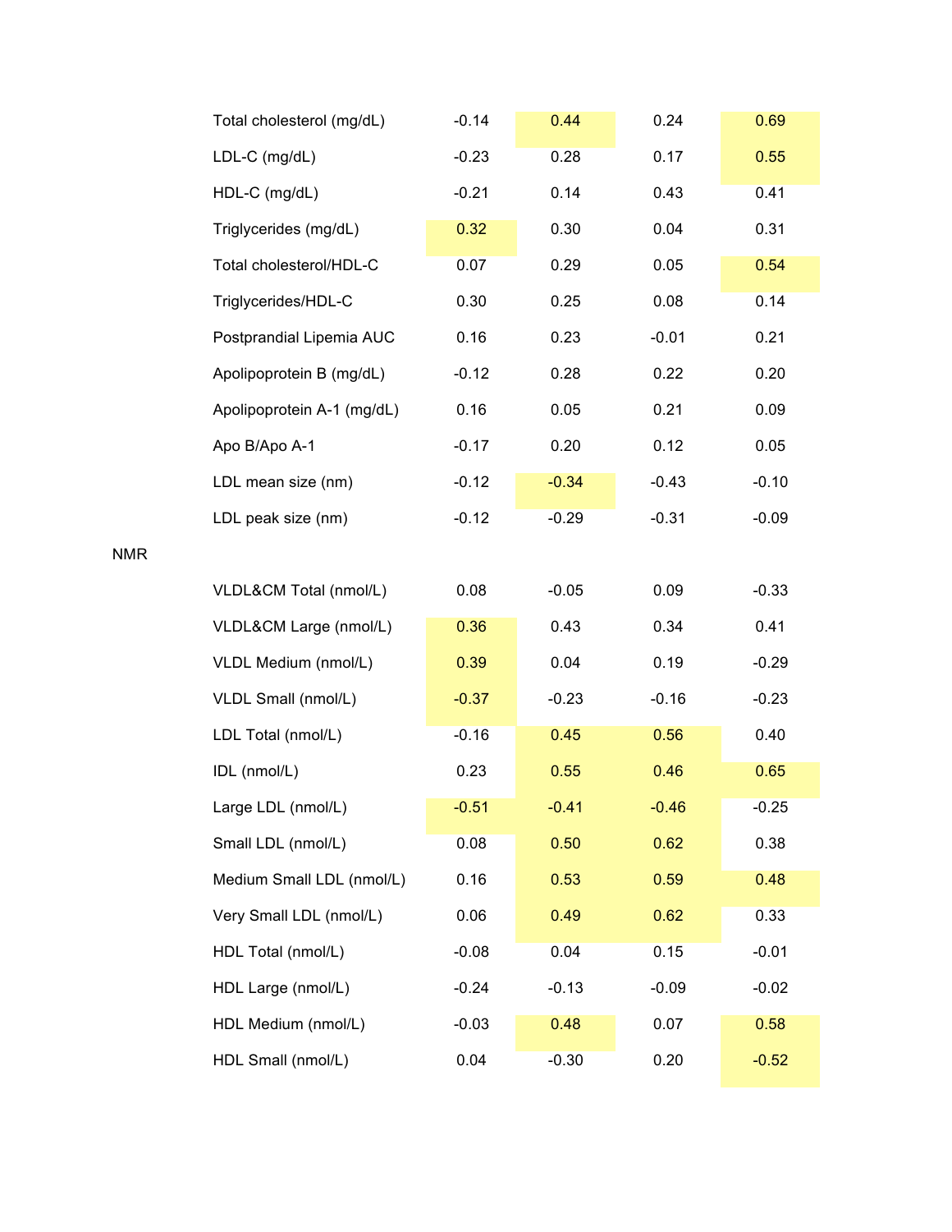| | | | | | |
|---|---|---|---|---|---|
| | Total cholesterol (mg/dL) | -0.14 | 0.44 | 0.24 | 0.69 |
| | LDL-C (mg/dL) | -0.23 | 0.28 | 0.17 | 0.55 |
| | HDL-C (mg/dL) | -0.21 | 0.14 | 0.43 | 0.41 |
| | Triglycerides (mg/dL) | 0.32 | 0.30 | 0.04 | 0.31 |
| | Total cholesterol/HDL-C | 0.07 | 0.29 | 0.05 | 0.54 |
| | Triglycerides/HDL-C | 0.30 | 0.25 | 0.08 | 0.14 |
| | Postprandial Lipemia AUC | 0.16 | 0.23 | -0.01 | 0.21 |
| | Apolipoprotein B (mg/dL) | -0.12 | 0.28 | 0.22 | 0.20 |
| | Apolipoprotein A-1 (mg/dL) | 0.16 | 0.05 | 0.21 | 0.09 |
| | Apo B/Apo A-1 | -0.17 | 0.20 | 0.12 | 0.05 |
| | LDL mean size (nm) | -0.12 | -0.34 | -0.43 | -0.10 |
| | LDL peak size (nm) | -0.12 | -0.29 | -0.31 | -0.09 |
| NMR | | | | | |
| | VLDL&CM Total (nmol/L) | 0.08 | -0.05 | 0.09 | -0.33 |
| | VLDL&CM Large (nmol/L) | 0.36 | 0.43 | 0.34 | 0.41 |
| | VLDL Medium (nmol/L) | 0.39 | 0.04 | 0.19 | -0.29 |
| | VLDL Small (nmol/L) | -0.37 | -0.23 | -0.16 | -0.23 |
| | LDL Total (nmol/L) | -0.16 | 0.45 | 0.56 | 0.40 |
| | IDL (nmol/L) | 0.23 | 0.55 | 0.46 | 0.65 |
| | Large LDL (nmol/L) | -0.51 | -0.41 | -0.46 | -0.25 |
| | Small LDL (nmol/L) | 0.08 | 0.50 | 0.62 | 0.38 |
| | Medium Small LDL (nmol/L) | 0.16 | 0.53 | 0.59 | 0.48 |
| | Very Small LDL (nmol/L) | 0.06 | 0.49 | 0.62 | 0.33 |
| | HDL Total (nmol/L) | -0.08 | 0.04 | 0.15 | -0.01 |
| | HDL Large (nmol/L) | -0.24 | -0.13 | -0.09 | -0.02 |
| | HDL Medium (nmol/L) | -0.03 | 0.48 | 0.07 | 0.58 |
| | HDL Small (nmol/L) | 0.04 | -0.30 | 0.20 | -0.52 |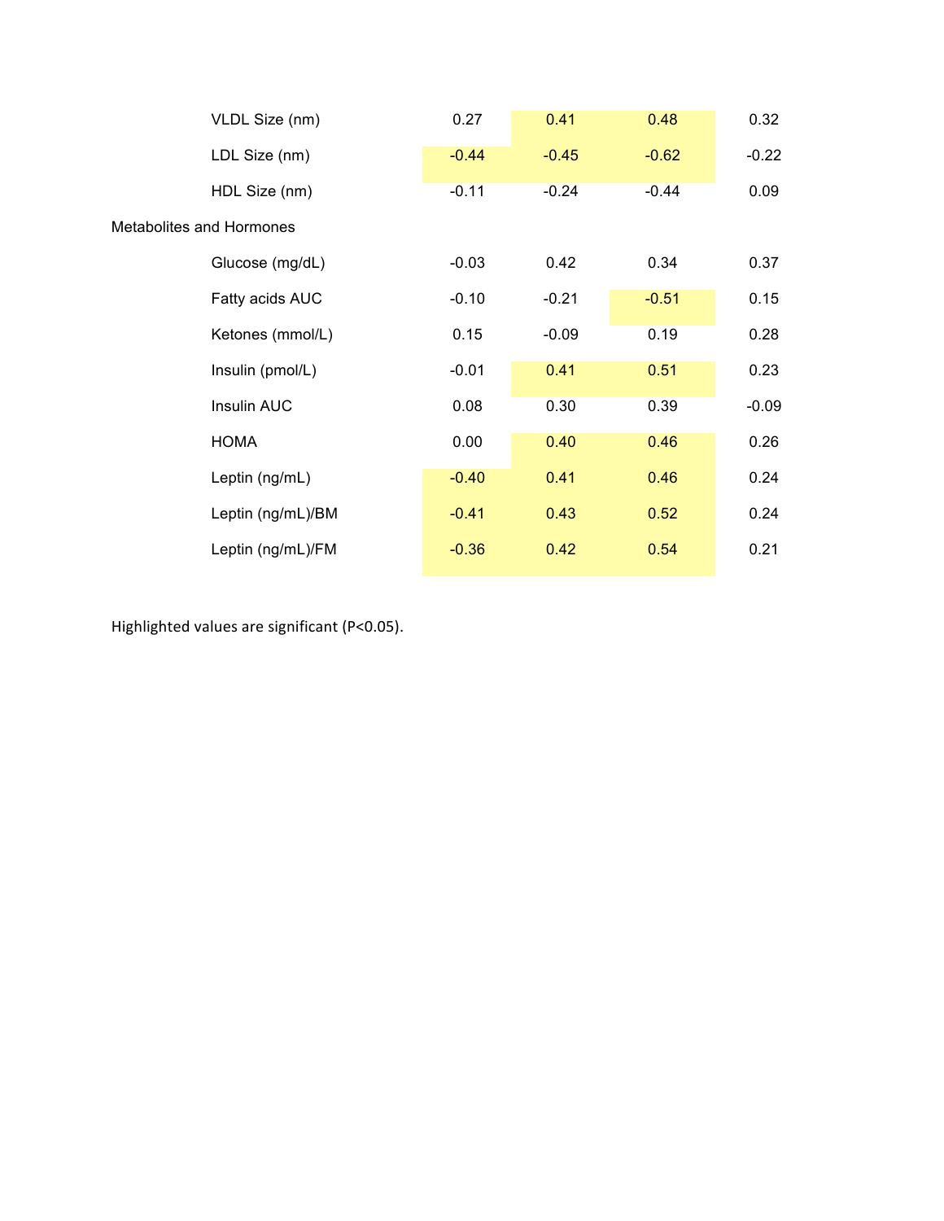| | | | | |
|---|---|---|---|---|
| VLDL Size (nm) | 0.27 | 0.41 | 0.48 | 0.32 |
| LDL Size (nm) | -0.44 | -0.45 | -0.62 | -0.22 |
| HDL Size (nm) | -0.11 | -0.24 | -0.44 | 0.09 |
| Metabolites and Hormones | | | | |
| Glucose (mg/dL) | -0.03 | 0.42 | 0.34 | 0.37 |
| Fatty acids AUC | -0.10 | -0.21 | -0.51 | 0.15 |
| Ketones (mmol/L) | 0.15 | -0.09 | 0.19 | 0.28 |
| Insulin (pmol/L) | -0.01 | 0.41 | 0.51 | 0.23 |
| Insulin AUC | 0.08 | 0.30 | 0.39 | -0.09 |
| HOMA | 0.00 | 0.40 | 0.46 | 0.26 |
| Leptin (ng/mL) | -0.40 | 0.41 | 0.46 | 0.24 |
| Leptin (ng/mL)/BM | -0.41 | 0.43 | 0.52 | 0.24 |
| Leptin (ng/mL)/FM | -0.36 | 0.42 | 0.54 | 0.21 |

Highlighted values are significant ($P<0.05$).